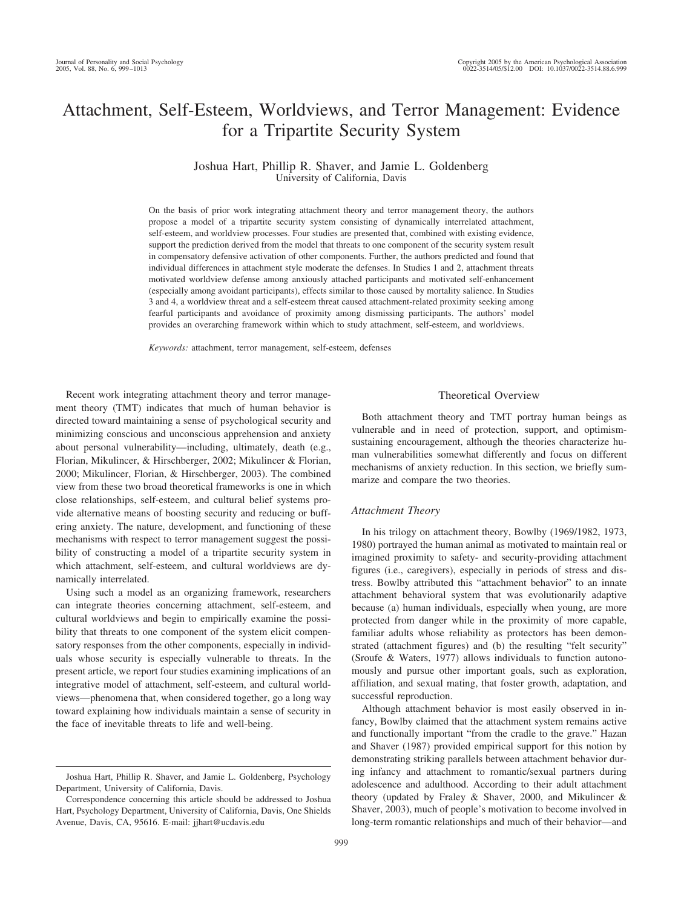# Attachment, Self-Esteem, Worldviews, and Terror Management: Evidence for a Tripartite Security System

Joshua Hart, Phillip R. Shaver, and Jamie L. Goldenberg
University of California, Davis

On the basis of prior work integrating attachment theory and terror management theory, the authors propose a model of a tripartite security system consisting of dynamically interrelated attachment, self-esteem, and worldview processes. Four studies are presented that, combined with existing evidence, support the prediction derived from the model that threats to one component of the security system result in compensatory defensive activation of other components. Further, the authors predicted and found that individual differences in attachment style moderate the defenses. In Studies 1 and 2, attachment threats motivated worldview defense among anxiously attached participants and motivated self-enhancement (especially among avoidant participants), effects similar to those caused by mortality salience. In Studies 3 and 4, a worldview threat and a self-esteem threat caused attachment-related proximity seeking among fearful participants and avoidance of proximity among dismissing participants. The authors' model provides an overarching framework within which to study attachment, self-esteem, and worldviews.

*Keywords:* attachment, terror management, self-esteem, defenses

Recent work integrating attachment theory and terror management theory (TMT) indicates that much of human behavior is directed toward maintaining a sense of psychological security and minimizing conscious and unconscious apprehension and anxiety about personal vulnerability—including, ultimately, death (e.g., Florian, Mikulincer, & Hirschberger, 2002; Mikulincer & Florian, 2000; Mikulincer, Florian, & Hirschberger, 2003). The combined view from these two broad theoretical frameworks is one in which close relationships, self-esteem, and cultural belief systems provide alternative means of boosting security and reducing or buffering anxiety. The nature, development, and functioning of these mechanisms with respect to terror management suggest the possibility of constructing a model of a tripartite security system in which attachment, self-esteem, and cultural worldviews are dynamically interrelated.

Using such a model as an organizing framework, researchers can integrate theories concerning attachment, self-esteem, and cultural worldviews and begin to empirically examine the possibility that threats to one component of the system elicit compensatory responses from the other components, especially in individuals whose security is especially vulnerable to threats. In the present article, we report four studies examining implications of an integrative model of attachment, self-esteem, and cultural worldviews—phenomena that, when considered together, go a long way toward explaining how individuals maintain a sense of security in the face of inevitable threats to life and well-being.

## Theoretical Overview

Both attachment theory and TMT portray human beings as vulnerable and in need of protection, support, and optimism-sustaining encouragement, although the theories characterize human vulnerabilities somewhat differently and focus on different mechanisms of anxiety reduction. In this section, we briefly summarize and compare the two theories.

### *Attachment Theory*

In his trilogy on attachment theory, Bowlby (1969/1982, 1973, 1980) portrayed the human animal as motivated to maintain real or imagined proximity to safety- and security-providing attachment figures (i.e., caregivers), especially in periods of stress and distress. Bowlby attributed this "attachment behavior" to an innate attachment behavioral system that was evolutionarily adaptive because (a) human individuals, especially when young, are more protected from danger while in the proximity of more capable, familiar adults whose reliability as protectors has been demonstrated (attachment figures) and (b) the resulting "felt security" (Sroufe & Waters, 1977) allows individuals to function autonomously and pursue other important goals, such as exploration, affiliation, and sexual mating, that foster growth, adaptation, and successful reproduction.

Although attachment behavior is most easily observed in infancy, Bowlby claimed that the attachment system remains active and functionally important "from the cradle to the grave." Hazan and Shaver (1987) provided empirical support for this notion by demonstrating striking parallels between attachment behavior during infancy and attachment to romantic/sexual partners during adolescence and adulthood. According to their adult attachment theory (updated by Fraley & Shaver, 2000, and Mikulincer & Shaver, 2003), much of people's motivation to become involved in long-term romantic relationships and much of their behavior—and

---

Joshua Hart, Phillip R. Shaver, and Jamie L. Goldenberg, Psychology Department, University of California, Davis.

Correspondence concerning this article should be addressed to Joshua Hart, Psychology Department, University of California, Davis, One Shields Avenue, Davis, CA, 95616. E-mail: jjhart@ucdavis.edu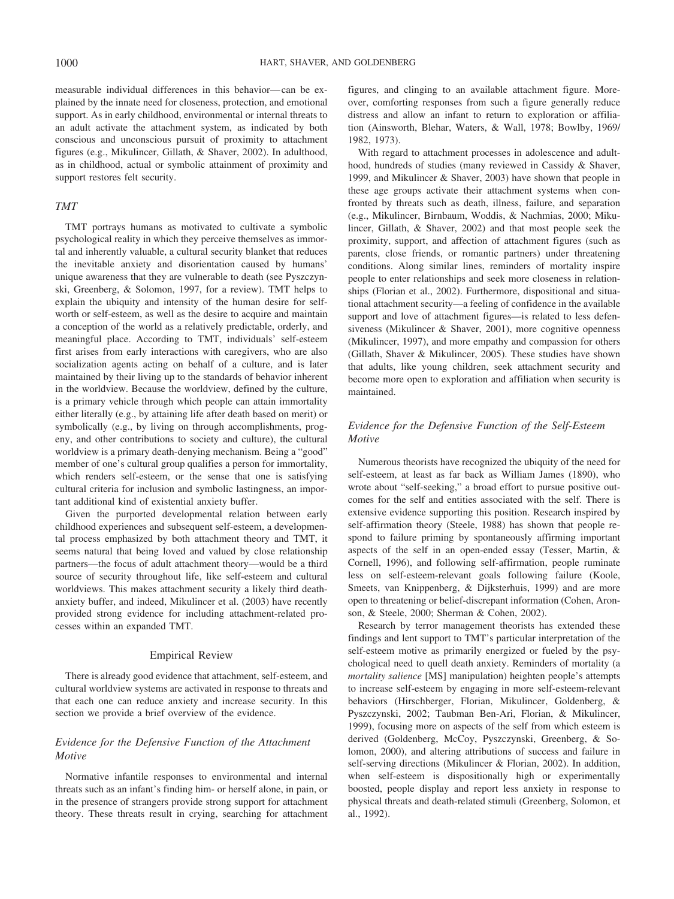measurable individual differences in this behavior—can be explained by the innate need for closeness, protection, and emotional support. As in early childhood, environmental or internal threats to an adult activate the attachment system, as indicated by both conscious and unconscious pursuit of proximity to attachment figures (e.g., Mikulincer, Gillath, & Shaver, 2002). In adulthood, as in childhood, actual or symbolic attainment of proximity and support restores felt security.

### *TMT*

TMT portrays humans as motivated to cultivate a symbolic psychological reality in which they perceive themselves as immortal and inherently valuable, a cultural security blanket that reduces the inevitable anxiety and disorientation caused by humans' unique awareness that they are vulnerable to death (see Pyszczynski, Greenberg, & Solomon, 1997, for a review). TMT helps to explain the ubiquity and intensity of the human desire for self-worth or self-esteem, as well as the desire to acquire and maintain a conception of the world as a relatively predictable, orderly, and meaningful place. According to TMT, individuals' self-esteem first arises from early interactions with caregivers, who are also socialization agents acting on behalf of a culture, and is later maintained by their living up to the standards of behavior inherent in the worldview. Because the worldview, defined by the culture, is a primary vehicle through which people can attain immortality either literally (e.g., by attaining life after death based on merit) or symbolically (e.g., by living on through accomplishments, progeny, and other contributions to society and culture), the cultural worldview is a primary death-denying mechanism. Being a "good" member of one's cultural group qualifies a person for immortality, which renders self-esteem, or the sense that one is satisfying cultural criteria for inclusion and symbolic lastingness, an important additional kind of existential anxiety buffer.

Given the purported developmental relation between early childhood experiences and subsequent self-esteem, a developmental process emphasized by both attachment theory and TMT, it seems natural that being loved and valued by close relationship partners—the focus of adult attachment theory—would be a third source of security throughout life, like self-esteem and cultural worldviews. This makes attachment security a likely third death-anxiety buffer, and indeed, Mikulincer et al. (2003) have recently provided strong evidence for including attachment-related processes within an expanded TMT.

## Empirical Review

There is already good evidence that attachment, self-esteem, and cultural worldview systems are activated in response to threats and that each one can reduce anxiety and increase security. In this section we provide a brief overview of the evidence.

### *Evidence for the Defensive Function of the Attachment Motive*

Normative infantile responses to environmental and internal threats such as an infant's finding him- or herself alone, in pain, or in the presence of strangers provide strong support for attachment theory. These threats result in crying, searching for attachment figures, and clinging to an available attachment figure. Moreover, comforting responses from such a figure generally reduce distress and allow an infant to return to exploration or affiliation (Ainsworth, Blehar, Waters, & Wall, 1978; Bowlby, 1969/1982, 1973).

With regard to attachment processes in adolescence and adulthood, hundreds of studies (many reviewed in Cassidy & Shaver, 1999, and Mikulincer & Shaver, 2003) have shown that people in these age groups activate their attachment systems when confronted by threats such as death, illness, failure, and separation (e.g., Mikulincer, Birnbaum, Woddis, & Nachmias, 2000; Mikulincer, Gillath, & Shaver, 2002) and that most people seek the proximity, support, and affection of attachment figures (such as parents, close friends, or romantic partners) under threatening conditions. Along similar lines, reminders of mortality inspire people to enter relationships and seek more closeness in relationships (Florian et al., 2002). Furthermore, dispositional and situational attachment security—a feeling of confidence in the available support and love of attachment figures—is related to less defensiveness (Mikulincer & Shaver, 2001), more cognitive openness (Mikulincer, 1997), and more empathy and compassion for others (Gillath, Shaver & Mikulincer, 2005). These studies have shown that adults, like young children, seek attachment security and become more open to exploration and affiliation when security is maintained.

### *Evidence for the Defensive Function of the Self-Esteem Motive*

Numerous theorists have recognized the ubiquity of the need for self-esteem, at least as far back as William James (1890), who wrote about "self-seeking," a broad effort to pursue positive outcomes for the self and entities associated with the self. There is extensive evidence supporting this position. Research inspired by self-affirmation theory (Steele, 1988) has shown that people respond to failure priming by spontaneously affirming important aspects of the self in an open-ended essay (Tesser, Martin, & Cornell, 1996), and following self-affirmation, people ruminate less on self-esteem-relevant goals following failure (Koole, Smeets, van Knippenberg, & Dijksterhuis, 1999) and are more open to threatening or belief-discrepant information (Cohen, Aronson, & Steele, 2000; Sherman & Cohen, 2002).

Research by terror management theorists has extended these findings and lent support to TMT's particular interpretation of the self-esteem motive as primarily energized or fueled by the psychological need to quell death anxiety. Reminders of mortality (a *mortality salience* [MS] manipulation) heighten people's attempts to increase self-esteem by engaging in more self-esteem-relevant behaviors (Hirschberger, Florian, Mikulincer, Goldenberg, & Pyszczynski, 2002; Taubman Ben-Ari, Florian, & Mikulincer, 1999), focusing more on aspects of the self from which esteem is derived (Goldenberg, McCoy, Pyszczynski, Greenberg, & Solomon, 2000), and altering attributions of success and failure in self-serving directions (Mikulincer & Florian, 2002). In addition, when self-esteem is dispositionally high or experimentally boosted, people display and report less anxiety in response to physical threats and death-related stimuli (Greenberg, Solomon, et al., 1992).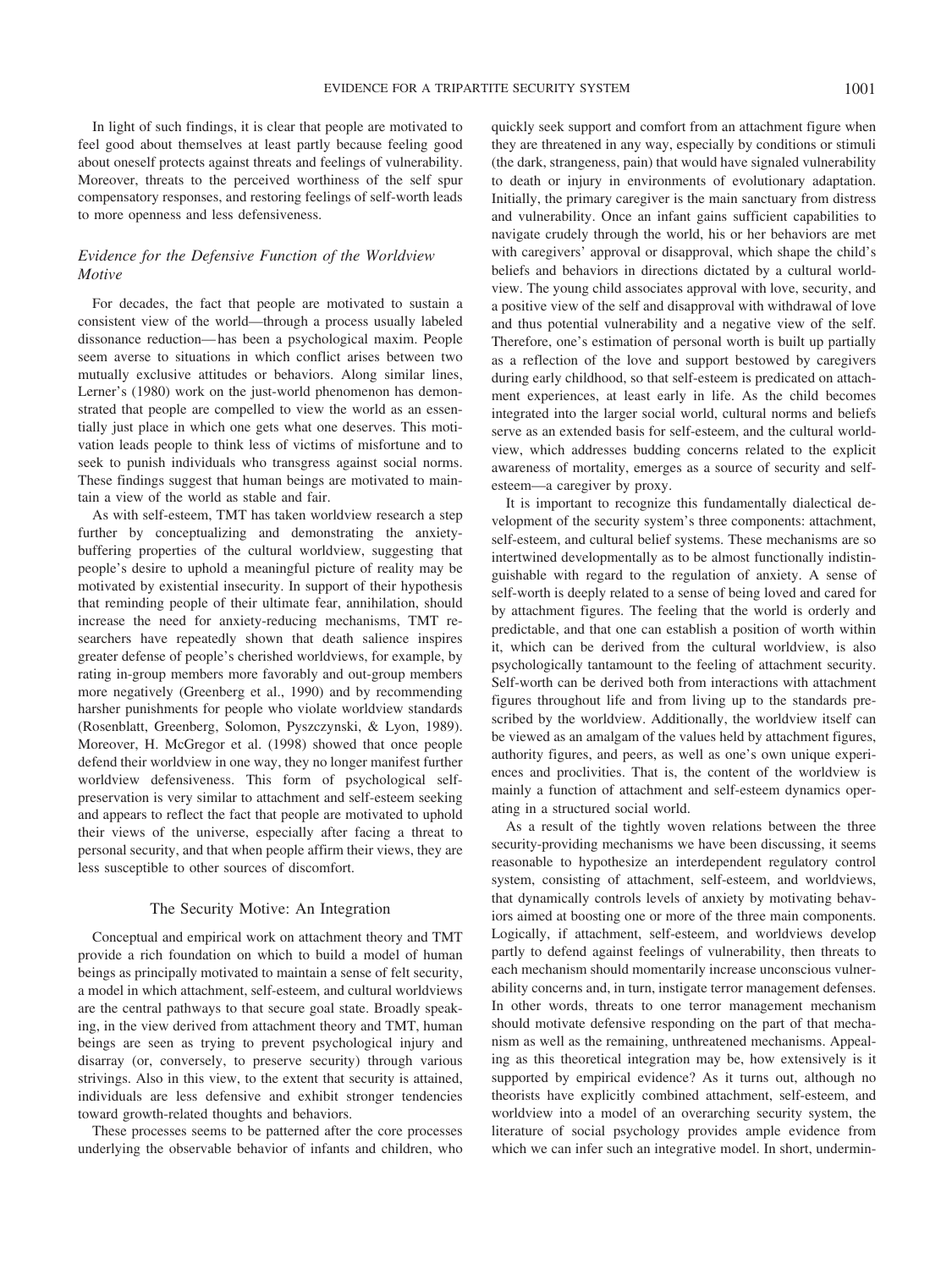In light of such findings, it is clear that people are motivated to feel good about themselves at least partly because feeling good about oneself protects against threats and feelings of vulnerability. Moreover, threats to the perceived worthiness of the self spur compensatory responses, and restoring feelings of self-worth leads to more openness and less defensiveness.

### *Evidence for the Defensive Function of the Worldview Motive*

For decades, the fact that people are motivated to sustain a consistent view of the world—through a process usually labeled dissonance reduction—has been a psychological maxim. People seem averse to situations in which conflict arises between two mutually exclusive attitudes or behaviors. Along similar lines, Lerner's (1980) work on the just-world phenomenon has demonstrated that people are compelled to view the world as an essentially just place in which one gets what one deserves. This motivation leads people to think less of victims of misfortune and to seek to punish individuals who transgress against social norms. These findings suggest that human beings are motivated to maintain a view of the world as stable and fair.

As with self-esteem, TMT has taken worldview research a step further by conceptualizing and demonstrating the anxiety-buffering properties of the cultural worldview, suggesting that people's desire to uphold a meaningful picture of reality may be motivated by existential insecurity. In support of their hypothesis that reminding people of their ultimate fear, annihilation, should increase the need for anxiety-reducing mechanisms, TMT researchers have repeatedly shown that death salience inspires greater defense of people's cherished worldviews, for example, by rating in-group members more favorably and out-group members more negatively (Greenberg et al., 1990) and by recommending harsher punishments for people who violate worldview standards (Rosenblatt, Greenberg, Solomon, Pyszczynski, & Lyon, 1989). Moreover, H. McGregor et al. (1998) showed that once people defend their worldview in one way, they no longer manifest further worldview defensiveness. This form of psychological self-preservation is very similar to attachment and self-esteem seeking and appears to reflect the fact that people are motivated to uphold their views of the universe, especially after facing a threat to personal security, and that when people affirm their views, they are less susceptible to other sources of discomfort.

## The Security Motive: An Integration

Conceptual and empirical work on attachment theory and TMT provide a rich foundation on which to build a model of human beings as principally motivated to maintain a sense of felt security, a model in which attachment, self-esteem, and cultural worldviews are the central pathways to that secure goal state. Broadly speaking, in the view derived from attachment theory and TMT, human beings are seen as trying to prevent psychological injury and disarray (or, conversely, to preserve security) through various strivings. Also in this view, to the extent that security is attained, individuals are less defensive and exhibit stronger tendencies toward growth-related thoughts and behaviors.

These processes seems to be patterned after the core processes underlying the observable behavior of infants and children, who quickly seek support and comfort from an attachment figure when they are threatened in any way, especially by conditions or stimuli (the dark, strangeness, pain) that would have signaled vulnerability to death or injury in environments of evolutionary adaptation. Initially, the primary caregiver is the main sanctuary from distress and vulnerability. Once an infant gains sufficient capabilities to navigate crudely through the world, his or her behaviors are met with caregivers' approval or disapproval, which shape the child's beliefs and behaviors in directions dictated by a cultural worldview. The young child associates approval with love, security, and a positive view of the self and disapproval with withdrawal of love and thus potential vulnerability and a negative view of the self. Therefore, one's estimation of personal worth is built up partially as a reflection of the love and support bestowed by caregivers during early childhood, so that self-esteem is predicated on attachment experiences, at least early in life. As the child becomes integrated into the larger social world, cultural norms and beliefs serve as an extended basis for self-esteem, and the cultural worldview, which addresses budding concerns related to the explicit awareness of mortality, emerges as a source of security and self-esteem—a caregiver by proxy.

It is important to recognize this fundamentally dialectical development of the security system's three components: attachment, self-esteem, and cultural belief systems. These mechanisms are so intertwined developmentally as to be almost functionally indistinguishable with regard to the regulation of anxiety. A sense of self-worth is deeply related to a sense of being loved and cared for by attachment figures. The feeling that the world is orderly and predictable, and that one can establish a position of worth within it, which can be derived from the cultural worldview, is also psychologically tantamount to the feeling of attachment security. Self-worth can be derived both from interactions with attachment figures throughout life and from living up to the standards prescribed by the worldview. Additionally, the worldview itself can be viewed as an amalgam of the values held by attachment figures, authority figures, and peers, as well as one's own unique experiences and proclivities. That is, the content of the worldview is mainly a function of attachment and self-esteem dynamics operating in a structured social world.

As a result of the tightly woven relations between the three security-providing mechanisms we have been discussing, it seems reasonable to hypothesize an interdependent regulatory control system, consisting of attachment, self-esteem, and worldviews, that dynamically controls levels of anxiety by motivating behaviors aimed at boosting one or more of the three main components. Logically, if attachment, self-esteem, and worldviews develop partly to defend against feelings of vulnerability, then threats to each mechanism should momentarily increase unconscious vulnerability concerns and, in turn, instigate terror management defenses. In other words, threats to one terror management mechanism should motivate defensive responding on the part of that mechanism as well as the remaining, unthreatened mechanisms. Appealing as this theoretical integration may be, how extensively is it supported by empirical evidence? As it turns out, although no theorists have explicitly combined attachment, self-esteem, and worldview into a model of an overarching security system, the literature of social psychology provides ample evidence from which we can infer such an integrative model. In short, undermin-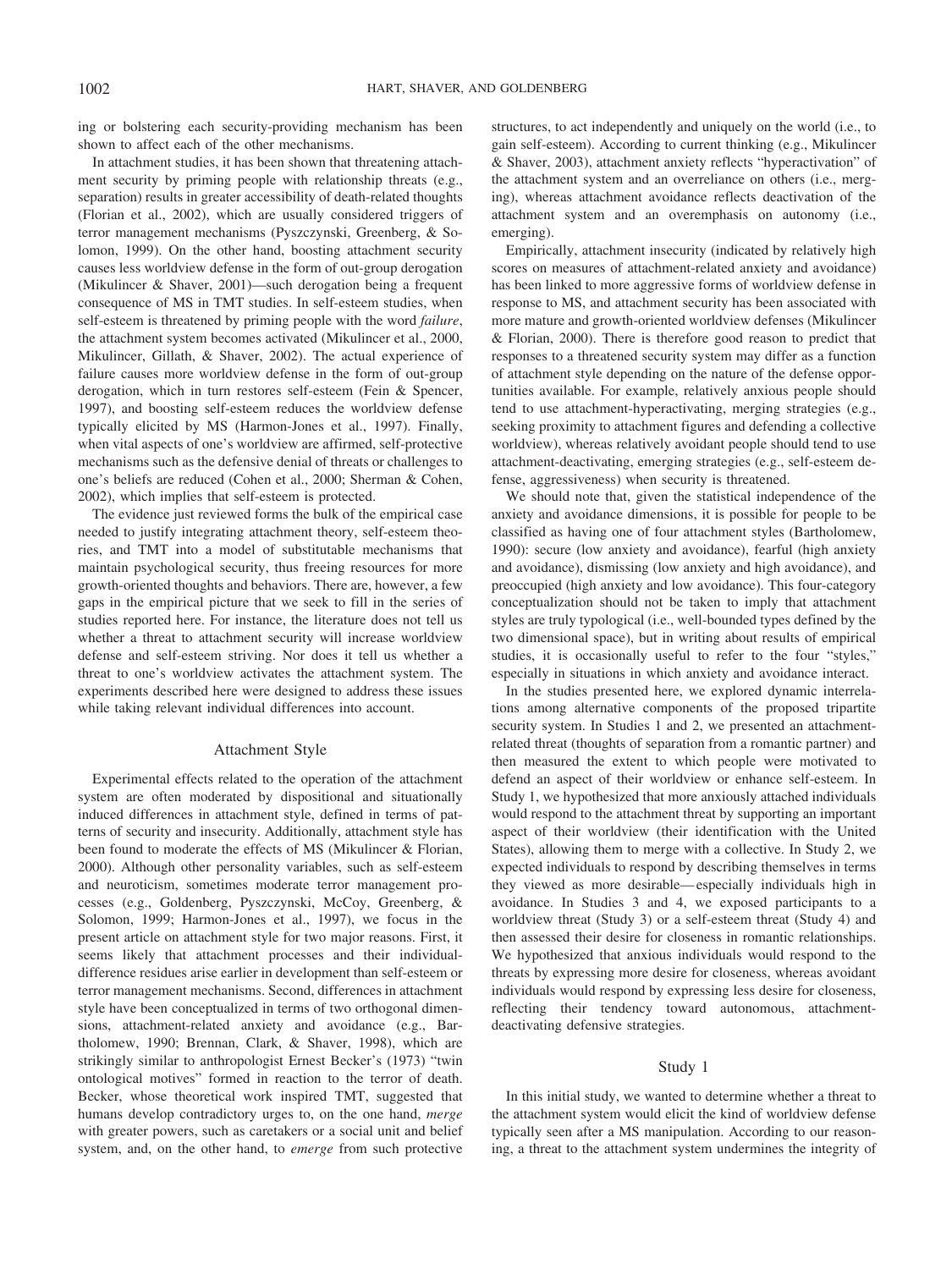ing or bolstering each security-providing mechanism has been shown to affect each of the other mechanisms.

In attachment studies, it has been shown that threatening attachment security by priming people with relationship threats (e.g., separation) results in greater accessibility of death-related thoughts (Florian et al., 2002), which are usually considered triggers of terror management mechanisms (Pyszczynski, Greenberg, & Solomon, 1999). On the other hand, boosting attachment security causes less worldview defense in the form of out-group derogation (Mikulincer & Shaver, 2001)—such derogation being a frequent consequence of MS in TMT studies. In self-esteem studies, when self-esteem is threatened by priming people with the word *failure*, the attachment system becomes activated (Mikulincer et al., 2000, Mikulincer, Gillath, & Shaver, 2002). The actual experience of failure causes more worldview defense in the form of out-group derogation, which in turn restores self-esteem (Fein & Spencer, 1997), and boosting self-esteem reduces the worldview defense typically elicited by MS (Harmon-Jones et al., 1997). Finally, when vital aspects of one's worldview are affirmed, self-protective mechanisms such as the defensive denial of threats or challenges to one's beliefs are reduced (Cohen et al., 2000; Sherman & Cohen, 2002), which implies that self-esteem is protected.

The evidence just reviewed forms the bulk of the empirical case needed to justify integrating attachment theory, self-esteem theories, and TMT into a model of substitutable mechanisms that maintain psychological security, thus freeing resources for more growth-oriented thoughts and behaviors. There are, however, a few gaps in the empirical picture that we seek to fill in the series of studies reported here. For instance, the literature does not tell us whether a threat to attachment security will increase worldview defense and self-esteem striving. Nor does it tell us whether a threat to one's worldview activates the attachment system. The experiments described here were designed to address these issues while taking relevant individual differences into account.

## Attachment Style

Experimental effects related to the operation of the attachment system are often moderated by dispositional and situationally induced differences in attachment style, defined in terms of patterns of security and insecurity. Additionally, attachment style has been found to moderate the effects of MS (Mikulincer & Florian, 2000). Although other personality variables, such as self-esteem and neuroticism, sometimes moderate terror management processes (e.g., Goldenberg, Pyszczynski, McCoy, Greenberg, & Solomon, 1999; Harmon-Jones et al., 1997), we focus in the present article on attachment style for two major reasons. First, it seems likely that attachment processes and their individual-difference residues arise earlier in development than self-esteem or terror management mechanisms. Second, differences in attachment style have been conceptualized in terms of two orthogonal dimensions, attachment-related anxiety and avoidance (e.g., Bartholomew, 1990; Brennan, Clark, & Shaver, 1998), which are strikingly similar to anthropologist Ernest Becker's (1973) "twin ontological motives" formed in reaction to the terror of death. Becker, whose theoretical work inspired TMT, suggested that humans develop contradictory urges to, on the one hand, *merge* with greater powers, such as caretakers or a social unit and belief system, and, on the other hand, to *emerge* from such protective structures, to act independently and uniquely on the world (i.e., to gain self-esteem). According to current thinking (e.g., Mikulincer & Shaver, 2003), attachment anxiety reflects "hyperactivation" of the attachment system and an overreliance on others (i.e., merging), whereas attachment avoidance reflects deactivation of the attachment system and an overemphasis on autonomy (i.e., emerging).

Empirically, attachment insecurity (indicated by relatively high scores on measures of attachment-related anxiety and avoidance) has been linked to more aggressive forms of worldview defense in response to MS, and attachment security has been associated with more mature and growth-oriented worldview defenses (Mikulincer & Florian, 2000). There is therefore good reason to predict that responses to a threatened security system may differ as a function of attachment style depending on the nature of the defense opportunities available. For example, relatively anxious people should tend to use attachment-hyperactivating, merging strategies (e.g., seeking proximity to attachment figures and defending a collective worldview), whereas relatively avoidant people should tend to use attachment-deactivating, emerging strategies (e.g., self-esteem defense, aggressiveness) when security is threatened.

We should note that, given the statistical independence of the anxiety and avoidance dimensions, it is possible for people to be classified as having one of four attachment styles (Bartholomew, 1990): secure (low anxiety and avoidance), fearful (high anxiety and avoidance), dismissing (low anxiety and high avoidance), and preoccupied (high anxiety and low avoidance). This four-category conceptualization should not be taken to imply that attachment styles are truly typological (i.e., well-bounded types defined by the two dimensional space), but in writing about results of empirical studies, it is occasionally useful to refer to the four "styles," especially in situations in which anxiety and avoidance interact.

In the studies presented here, we explored dynamic interrelations among alternative components of the proposed tripartite security system. In Studies 1 and 2, we presented an attachment-related threat (thoughts of separation from a romantic partner) and then measured the extent to which people were motivated to defend an aspect of their worldview or enhance self-esteem. In Study 1, we hypothesized that more anxiously attached individuals would respond to the attachment threat by supporting an important aspect of their worldview (their identification with the United States), allowing them to merge with a collective. In Study 2, we expected individuals to respond by describing themselves in terms they viewed as more desirable—especially individuals high in avoidance. In Studies 3 and 4, we exposed participants to a worldview threat (Study 3) or a self-esteem threat (Study 4) and then assessed their desire for closeness in romantic relationships. We hypothesized that anxious individuals would respond to the threats by expressing more desire for closeness, whereas avoidant individuals would respond by expressing less desire for closeness, reflecting their tendency toward autonomous, attachment-deactivating defensive strategies.

## Study 1

In this initial study, we wanted to determine whether a threat to the attachment system would elicit the kind of worldview defense typically seen after a MS manipulation. According to our reasoning, a threat to the attachment system undermines the integrity of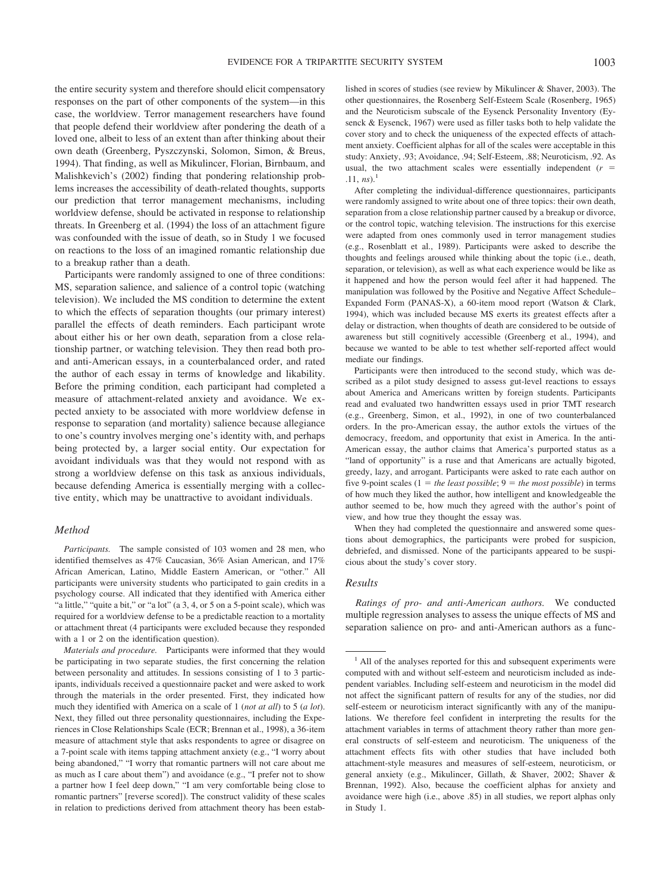the entire security system and therefore should elicit compensatory responses on the part of other components of the system—in this case, the worldview. Terror management researchers have found that people defend their worldview after pondering the death of a loved one, albeit to less of an extent than after thinking about their own death (Greenberg, Pyszczynski, Solomon, Simon, & Breus, 1994). That finding, as well as Mikulincer, Florian, Birnbaum, and Malishkevich's (2002) finding that pondering relationship problems increases the accessibility of death-related thoughts, supports our prediction that terror management mechanisms, including worldview defense, should be activated in response to relationship threats. In Greenberg et al. (1994) the loss of an attachment figure was confounded with the issue of death, so in Study 1 we focused on reactions to the loss of an imagined romantic relationship due to a breakup rather than a death.

Participants were randomly assigned to one of three conditions: MS, separation salience, and salience of a control topic (watching television). We included the MS condition to determine the extent to which the effects of separation thoughts (our primary interest) parallel the effects of death reminders. Each participant wrote about either his or her own death, separation from a close relationship partner, or watching television. They then read both pro- and anti-American essays, in a counterbalanced order, and rated the author of each essay in terms of knowledge and likability. Before the priming condition, each participant had completed a measure of attachment-related anxiety and avoidance. We expected anxiety to be associated with more worldview defense in response to separation (and mortality) salience because allegiance to one's country involves merging one's identity with, and perhaps being protected by, a larger social entity. Our expectation for avoidant individuals was that they would not respond with as strong a worldview defense on this task as anxious individuals, because defending America is essentially merging with a collective entity, which may be unattractive to avoidant individuals.

### *Method*

*Participants.* The sample consisted of 103 women and 28 men, who identified themselves as 47% Caucasian, 36% Asian American, and 17% African American, Latino, Middle Eastern American, or "other." All participants were university students who participated to gain credits in a psychology course. All indicated that they identified with America either "a little," "quite a bit," or "a lot" (a 3, 4, or 5 on a 5-point scale), which was required for a worldview defense to be a predictable reaction to a mortality or attachment threat (4 participants were excluded because they responded with a 1 or 2 on the identification question).

*Materials and procedure.* Participants were informed that they would be participating in two separate studies, the first concerning the relation between personality and attitudes. In sessions consisting of 1 to 3 participants, individuals received a questionnaire packet and were asked to work through the materials in the order presented. First, they indicated how much they identified with America on a scale of 1 (*not at all*) to 5 (*a lot*). Next, they filled out three personality questionnaires, including the Experiences in Close Relationships Scale (ECR; Brennan et al., 1998), a 36-item measure of attachment style that asks respondents to agree or disagree on a 7-point scale with items tapping attachment anxiety (e.g., "I worry about being abandoned," "I worry that romantic partners will not care about me as much as I care about them") and avoidance (e.g., "I prefer not to show a partner how I feel deep down," "I am very comfortable being close to romantic partners" [reverse scored]). The construct validity of these scales in relation to predictions derived from attachment theory has been established in scores of studies (see review by Mikulincer & Shaver, 2003). The other questionnaires, the Rosenberg Self-Esteem Scale (Rosenberg, 1965) and the Neuroticism subscale of the Eysenck Personality Inventory (Eysenck & Eysenck, 1967) were used as filler tasks both to help validate the cover story and to check the uniqueness of the expected effects of attachment anxiety. Coefficient alphas for all of the scales were acceptable in this study: Anxiety, .93; Avoidance, .94; Self-Esteem, .88; Neuroticism, .92. As usual, the two attachment scales were essentially independent ($r$ = .11, *ns*).[1]

After completing the individual-difference questionnaires, participants were randomly assigned to write about one of three topics: their own death, separation from a close relationship partner caused by a breakup or divorce, or the control topic, watching television. The instructions for this exercise were adapted from ones commonly used in terror management studies (e.g., Rosenblatt et al., 1989). Participants were asked to describe the thoughts and feelings aroused while thinking about the topic (i.e., death, separation, or television), as well as what each experience would be like as it happened and how the person would feel after it had happened. The manipulation was followed by the Positive and Negative Affect Schedule–Expanded Form (PANAS-X), a 60-item mood report (Watson & Clark, 1994), which was included because MS exerts its greatest effects after a delay or distraction, when thoughts of death are considered to be outside of awareness but still cognitively accessible (Greenberg et al., 1994), and because we wanted to be able to test whether self-reported affect would mediate our findings.

Participants were then introduced to the second study, which was described as a pilot study designed to assess gut-level reactions to essays about America and Americans written by foreign students. Participants read and evaluated two handwritten essays used in prior TMT research (e.g., Greenberg, Simon, et al., 1992), in one of two counterbalanced orders. In the pro-American essay, the author extols the virtues of the democracy, freedom, and opportunity that exist in America. In the anti-American essay, the author claims that America's purported status as a "land of opportunity" is a ruse and that Americans are actually bigoted, greedy, lazy, and arrogant. Participants were asked to rate each author on five 9-point scales (1 = *the least possible*; 9 = *the most possible*) in terms of how much they liked the author, how intelligent and knowledgeable the author seemed to be, how much they agreed with the author's point of view, and how true they thought the essay was.

When they had completed the questionnaire and answered some questions about demographics, the participants were probed for suspicion, debriefed, and dismissed. None of the participants appeared to be suspicious about the study's cover story.

### *Results*

*Ratings of pro- and anti-American authors.* We conducted multiple regression analyses to assess the unique effects of MS and separation salience on pro- and anti-American authors as a func-

---

[1] All of the analyses reported for this and subsequent experiments were computed with and without self-esteem and neuroticism included as independent variables. Including self-esteem and neuroticism in the model did not affect the significant pattern of results for any of the studies, nor did self-esteem or neuroticism interact significantly with any of the manipulations. We therefore feel confident in interpreting the results for the attachment variables in terms of attachment theory rather than more general constructs of self-esteem and neuroticism. The uniqueness of the attachment effects fits with other studies that have included both attachment-style measures and measures of self-esteem, neuroticism, or general anxiety (e.g., Mikulincer, Gillath, & Shaver, 2002; Shaver & Brennan, 1992). Also, because the coefficient alphas for anxiety and avoidance were high (i.e., above .85) in all studies, we report alphas only in Study 1.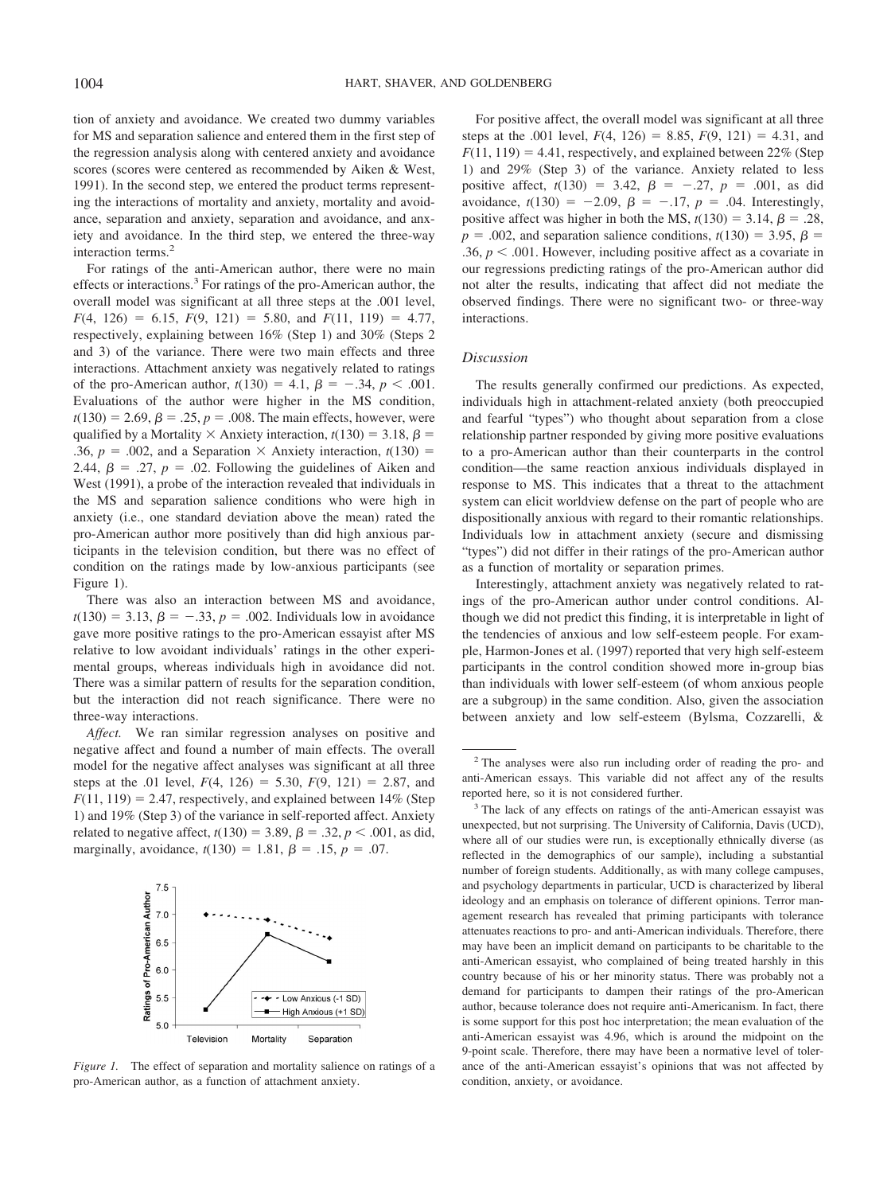tion of anxiety and avoidance. We created two dummy variables for MS and separation salience and entered them in the first step of the regression analysis along with centered anxiety and avoidance scores (scores were centered as recommended by Aiken & West, 1991). In the second step, we entered the product terms representing the interactions of mortality and anxiety, mortality and avoidance, separation and anxiety, separation and avoidance, and anxiety and avoidance. In the third step, we entered the three-way interaction terms.[2]

For ratings of the anti-American author, there were no main effects or interactions.[3] For ratings of the pro-American author, the overall model was significant at all three steps at the .001 level, $F(4, 126) = 6.15$, $F(9, 121) = 5.80$, and $F(11, 119) = 4.77$, respectively, explaining between 16% (Step 1) and 30% (Steps 2 and 3) of the variance. There were two main effects and three interactions. Attachment anxiety was negatively related to ratings of the pro-American author, $t(130) = 4.1$, $\beta = -.34$, $p < .001$. Evaluations of the author were higher in the MS condition, $t(130) = 2.69$, $\beta = .25$, $p = .008$. The main effects, however, were qualified by a Mortality × Anxiety interaction, $t(130) = 3.18$, $\beta = .36$, $p = .002$, and a Separation × Anxiety interaction, $t(130) = 2.44$, $\beta = .27$, $p = .02$. Following the guidelines of Aiken and West (1991), a probe of the interaction revealed that individuals in the MS and separation salience conditions who were high in anxiety (i.e., one standard deviation above the mean) rated the pro-American author more positively than did high anxious participants in the television condition, but there was no effect of condition on the ratings made by low-anxious participants (see Figure 1).

There was also an interaction between MS and avoidance, $t(130) = 3.13$, $\beta = -.33$, $p = .002$. Individuals low in avoidance gave more positive ratings to the pro-American essayist after MS relative to low avoidant individuals' ratings in the other experimental groups, whereas individuals high in avoidance did not. There was a similar pattern of results for the separation condition, but the interaction did not reach significance. There were no three-way interactions.

*Affect.* We ran similar regression analyses on positive and negative affect and found a number of main effects. The overall model for the negative affect analyses was significant at all three steps at the .01 level, $F(4, 126) = 5.30$, $F(9, 121) = 2.87$, and $F(11, 119) = 2.47$, respectively, and explained between 14% (Step 1) and 19% (Step 3) of the variance in self-reported affect. Anxiety related to negative affect, $t(130) = 3.89$, $\beta = .32$, $p < .001$, as did, marginally, avoidance, $t(130) = 1.81$, $\beta = .15$, $p = .07$.

*Figure 1.* The effect of separation and mortality salience on ratings of a pro-American author, as a function of attachment anxiety.

For positive affect, the overall model was significant at all three steps at the .001 level, $F(4, 126) = 8.85$, $F(9, 121) = 4.31$, and $F(11, 119) = 4.41$, respectively, and explained between 22% (Step 1) and 29% (Step 3) of the variance. Anxiety related to less positive affect, $t(130) = 3.42$, $\beta = -.27$, $p = .001$, as did avoidance, $t(130) = -2.09$, $\beta = -.17$, $p = .04$. Interestingly, positive affect was higher in both the MS, $t(130) = 3.14$, $\beta = .28$, $p = .002$, and separation salience conditions, $t(130) = 3.95$, $\beta = .36$, $p < .001$. However, including positive affect as a covariate in our regressions predicting ratings of the pro-American author did not alter the results, indicating that affect did not mediate the observed findings. There were no significant two- or three-way interactions.

### Discussion

The results generally confirmed our predictions. As expected, individuals high in attachment-related anxiety (both preoccupied and fearful "types") who thought about separation from a close relationship partner responded by giving more positive evaluations to a pro-American author than their counterparts in the control condition—the same reaction anxious individuals displayed in response to MS. This indicates that a threat to the attachment system can elicit worldview defense on the part of people who are dispositionally anxious with regard to their romantic relationships. Individuals low in attachment anxiety (secure and dismissing "types") did not differ in their ratings of the pro-American author as a function of mortality or separation primes.

Interestingly, attachment anxiety was negatively related to ratings of the pro-American author under control conditions. Although we did not predict this finding, it is interpretable in light of the tendencies of anxious and low self-esteem people. For example, Harmon-Jones et al. (1997) reported that very high self-esteem participants in the control condition showed more in-group bias than individuals with lower self-esteem (of whom anxious people are a subgroup) in the same condition. Also, given the association between anxiety and low self-esteem (Bylsma, Cozzarelli, &

[2] The analyses were also run including order of reading the pro- and anti-American essays. This variable did not affect any of the results reported here, so it is not considered further.

[3] The lack of any effects on ratings of the anti-American essayist was unexpected, but not surprising. The University of California, Davis (UCD), where all of our studies were run, is exceptionally ethnically diverse (as reflected in the demographics of our sample), including a substantial number of foreign students. Additionally, as with many college campuses, and psychology departments in particular, UCD is characterized by liberal ideology and an emphasis on tolerance of different opinions. Terror management research has revealed that priming participants with tolerance attenuates reactions to pro- and anti-American individuals. Therefore, there may have been an implicit demand on participants to be charitable to the anti-American essayist, who complained of being treated harshly in this country because of his or her minority status. There was probably not a demand for participants to dampen their ratings of the pro-American author, because tolerance does not require anti-Americanism. In fact, there is some support for this post hoc interpretation; the mean evaluation of the anti-American essayist was 4.96, which is around the midpoint on the 9-point scale. Therefore, there may have been a normative level of tolerance of the anti-American essayist's opinions that was not affected by condition, anxiety, or avoidance.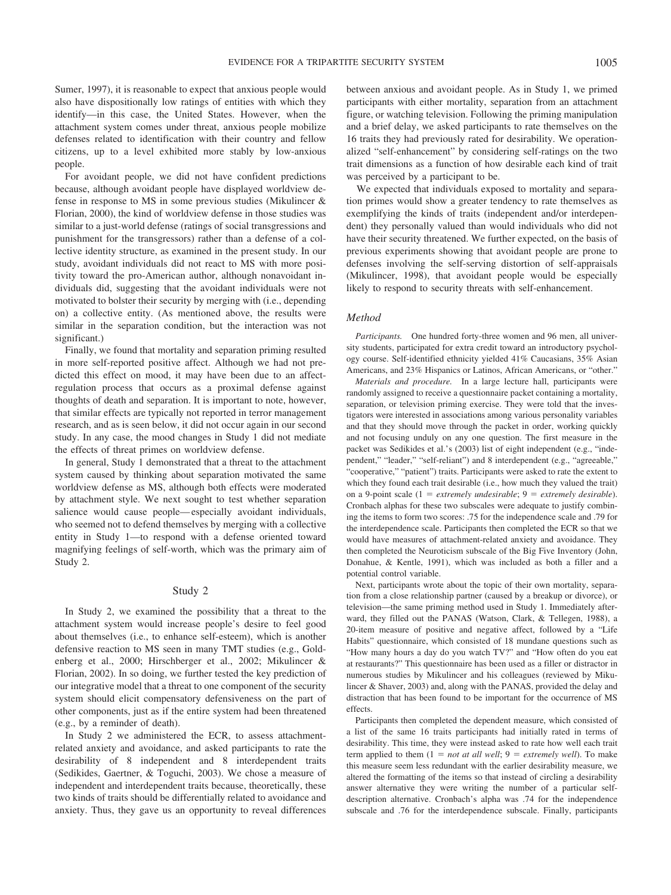Sumer, 1997), it is reasonable to expect that anxious people would also have dispositionally low ratings of entities with which they identify—in this case, the United States. However, when the attachment system comes under threat, anxious people mobilize defenses related to identification with their country and fellow citizens, up to a level exhibited more stably by low-anxious people.

For avoidant people, we did not have confident predictions because, although avoidant people have displayed worldview defense in response to MS in some previous studies (Mikulincer & Florian, 2000), the kind of worldview defense in those studies was similar to a just-world defense (ratings of social transgressions and punishment for the transgressors) rather than a defense of a collective identity structure, as examined in the present study. In our study, avoidant individuals did not react to MS with more positivity toward the pro-American author, although nonavoidant individuals did, suggesting that the avoidant individuals were not motivated to bolster their security by merging with (i.e., depending on) a collective entity. (As mentioned above, the results were similar in the separation condition, but the interaction was not significant.)

Finally, we found that mortality and separation priming resulted in more self-reported positive affect. Although we had not predicted this effect on mood, it may have been due to an affect-regulation process that occurs as a proximal defense against thoughts of death and separation. It is important to note, however, that similar effects are typically not reported in terror management research, and as is seen below, it did not occur again in our second study. In any case, the mood changes in Study 1 did not mediate the effects of threat primes on worldview defense.

In general, Study 1 demonstrated that a threat to the attachment system caused by thinking about separation motivated the same worldview defense as MS, although both effects were moderated by attachment style. We next sought to test whether separation salience would cause people—especially avoidant individuals, who seemed not to defend themselves by merging with a collective entity in Study 1—to respond with a defense oriented toward magnifying feelings of self-worth, which was the primary aim of Study 2.

## Study 2

In Study 2, we examined the possibility that a threat to the attachment system would increase people's desire to feel good about themselves (i.e., to enhance self-esteem), which is another defensive reaction to MS seen in many TMT studies (e.g., Goldenberg et al., 2000; Hirschberger et al., 2002; Mikulincer & Florian, 2002). In so doing, we further tested the key prediction of our integrative model that a threat to one component of the security system should elicit compensatory defensiveness on the part of other components, just as if the entire system had been threatened (e.g., by a reminder of death).

In Study 2 we administered the ECR, to assess attachment-related anxiety and avoidance, and asked participants to rate the desirability of 8 independent and 8 interdependent traits (Sedikides, Gaertner, & Toguchi, 2003). We chose a measure of independent and interdependent traits because, theoretically, these two kinds of traits should be differentially related to avoidance and anxiety. Thus, they gave us an opportunity to reveal differences between anxious and avoidant people. As in Study 1, we primed participants with either mortality, separation from an attachment figure, or watching television. Following the priming manipulation and a brief delay, we asked participants to rate themselves on the 16 traits they had previously rated for desirability. We operationalized "self-enhancement" by considering self-ratings on the two trait dimensions as a function of how desirable each kind of trait was perceived by a participant to be.

We expected that individuals exposed to mortality and separation primes would show a greater tendency to rate themselves as exemplifying the kinds of traits (independent and/or interdependent) they personally valued than would individuals who did not have their security threatened. We further expected, on the basis of previous experiments showing that avoidant people are prone to defenses involving the self-serving distortion of self-appraisals (Mikulincer, 1998), that avoidant people would be especially likely to respond to security threats with self-enhancement.

### Method

*Participants.* One hundred forty-three women and 96 men, all university students, participated for extra credit toward an introductory psychology course. Self-identified ethnicity yielded 41% Caucasians, 35% Asian Americans, and 23% Hispanics or Latinos, African Americans, or "other."

*Materials and procedure.* In a large lecture hall, participants were randomly assigned to receive a questionnaire packet containing a mortality, separation, or television priming exercise. They were told that the investigators were interested in associations among various personality variables and that they should move through the packet in order, working quickly and not focusing unduly on any one question. The first measure in the packet was Sedikides et al.'s (2003) list of eight independent (e.g., "independent," "leader," "self-reliant") and 8 interdependent (e.g., "agreeable," "cooperative," "patient") traits. Participants were asked to rate the extent to which they found each trait desirable (i.e., how much they valued the trait) on a 9-point scale (1 = *extremely undesirable*; 9 = *extremely desirable*). Cronbach alphas for these two subscales were adequate to justify combining the items to form two scores: .75 for the independence scale and .79 for the interdependence scale. Participants then completed the ECR so that we would have measures of attachment-related anxiety and avoidance. They then completed the Neuroticism subscale of the Big Five Inventory (John, Donahue, & Kentle, 1991), which was included as both a filler and a potential control variable.

Next, participants wrote about the topic of their own mortality, separation from a close relationship partner (caused by a breakup or divorce), or television—the same priming method used in Study 1. Immediately afterward, they filled out the PANAS (Watson, Clark, & Tellegen, 1988), a 20-item measure of positive and negative affect, followed by a "Life Habits" questionnaire, which consisted of 18 mundane questions such as "How many hours a day do you watch TV?" and "How often do you eat at restaurants?" This questionnaire has been used as a filler or distractor in numerous studies by Mikulincer and his colleagues (reviewed by Mikulincer & Shaver, 2003) and, along with the PANAS, provided the delay and distraction that has been found to be important for the occurrence of MS effects.

Participants then completed the dependent measure, which consisted of a list of the same 16 traits participants had initially rated in terms of desirability. This time, they were instead asked to rate how well each trait term applied to them (1 = *not at all well*; 9 = *extremely well*). To make this measure seem less redundant with the earlier desirability measure, we altered the formatting of the items so that instead of circling a desirability answer alternative they were writing the number of a particular self-description alternative. Cronbach's alpha was .74 for the independence subscale and .76 for the interdependence subscale. Finally, participants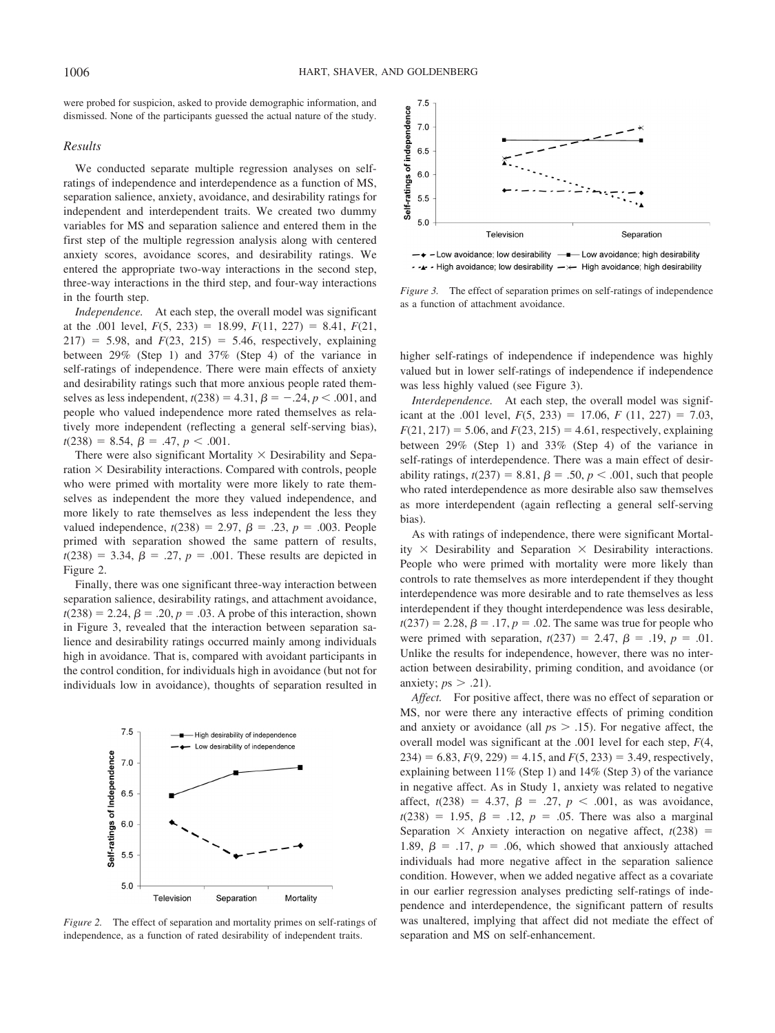were probed for suspicion, asked to provide demographic information, and dismissed. None of the participants guessed the actual nature of the study.

### Results

We conducted separate multiple regression analyses on self-ratings of independence and interdependence as a function of MS, separation salience, anxiety, avoidance, and desirability ratings for independent and interdependent traits. We created two dummy variables for MS and separation salience and entered them in the first step of the multiple regression analysis along with centered anxiety scores, avoidance scores, and desirability ratings. We entered the appropriate two-way interactions in the second step, three-way interactions in the third step, and four-way interactions in the fourth step.

*Independence.* At each step, the overall model was significant at the .001 level, $F(5, 233) = 18.99$, $F(11, 227) = 8.41$, $F(21, 217) = 5.98$, and $F(23, 215) = 5.46$, respectively, explaining between 29% (Step 1) and 37% (Step 4) of the variance in self-ratings of independence. There were main effects of anxiety and desirability ratings such that more anxious people rated themselves as less independent, $t(238) = 4.31$, $\beta = -.24$, $p < .001$, and people who valued independence more rated themselves as relatively more independent (reflecting a general self-serving bias), $t(238) = 8.54$, $\beta = .47$, $p < .001$.

There were also significant Mortality × Desirability and Separation × Desirability interactions. Compared with controls, people who were primed with mortality were more likely to rate themselves as independent the more they valued independence, and more likely to rate themselves as less independent the less they valued independence, $t(238) = 2.97$, $\beta = .23$, $p = .003$. People primed with separation showed the same pattern of results, $t(238) = 3.34$, $\beta = .27$, $p = .001$. These results are depicted in Figure 2.

Finally, there was one significant three-way interaction between separation salience, desirability ratings, and attachment avoidance, $t(238) = 2.24$, $\beta = .20$, $p = .03$. A probe of this interaction, shown in Figure 3, revealed that the interaction between separation salience and desirability ratings occurred mainly among individuals high in avoidance. That is, compared with avoidant participants in the control condition, for individuals high in avoidance (but not for individuals low in avoidance), thoughts of separation resulted in higher self-ratings of independence if independence was highly valued but in lower self-ratings of independence if independence was less highly valued (see Figure 3).

*Figure 2.* The effect of separation and mortality primes on self-ratings of independence, as a function of rated desirability of independent traits.

*Figure 3.* The effect of separation primes on self-ratings of independence as a function of attachment avoidance.

*Interdependence.* At each step, the overall model was significant at the .001 level, $F(5, 233) = 17.06$, $F(11, 227) = 7.03$, $F(21, 217) = 5.06$, and $F(23, 215) = 4.61$, respectively, explaining between 29% (Step 1) and 33% (Step 4) of the variance in self-ratings of interdependence. There was a main effect of desirability ratings, $t(237) = 8.81$, $\beta = .50$, $p < .001$, such that people who rated interdependence as more desirable also saw themselves as more interdependent (again reflecting a general self-serving bias).

As with ratings of independence, there were significant Mortality × Desirability and Separation × Desirability interactions. People who were primed with mortality were more likely than controls to rate themselves as more interdependent if they thought interdependence was more desirable and to rate themselves as less interdependent if they thought interdependence was less desirable, $t(237) = 2.28$, $\beta = .17$, $p = .02$. The same was true for people who were primed with separation, $t(237) = 2.47$, $\beta = .19$, $p = .01$. Unlike the results for independence, however, there was no interaction between desirability, priming condition, and avoidance (or anxiety; $ps > .21$).

*Affect.* For positive affect, there was no effect of separation or MS, nor were there any interactive effects of priming condition and anxiety or avoidance (all $ps > .15$). For negative affect, the overall model was significant at the .001 level for each step, $F(4, 234) = 6.83$, $F(9, 229) = 4.15$, and $F(5, 233) = 3.49$, respectively, explaining between 11% (Step 1) and 14% (Step 3) of the variance in negative affect. As in Study 1, anxiety was related to negative affect, $t(238) = 4.37$, $\beta = .27$, $p < .001$, as was avoidance, $t(238) = 1.95$, $\beta = .12$, $p = .05$. There was also a marginal Separation × Anxiety interaction on negative affect, $t(238) = 1.89$, $\beta = .17$, $p = .06$, which showed that anxiously attached individuals had more negative affect in the separation salience condition. However, when we added negative affect as a covariate in our earlier regression analyses predicting self-ratings of independence and interdependence, the significant pattern of results was unaltered, implying that affect did not mediate the effect of separation and MS on self-enhancement.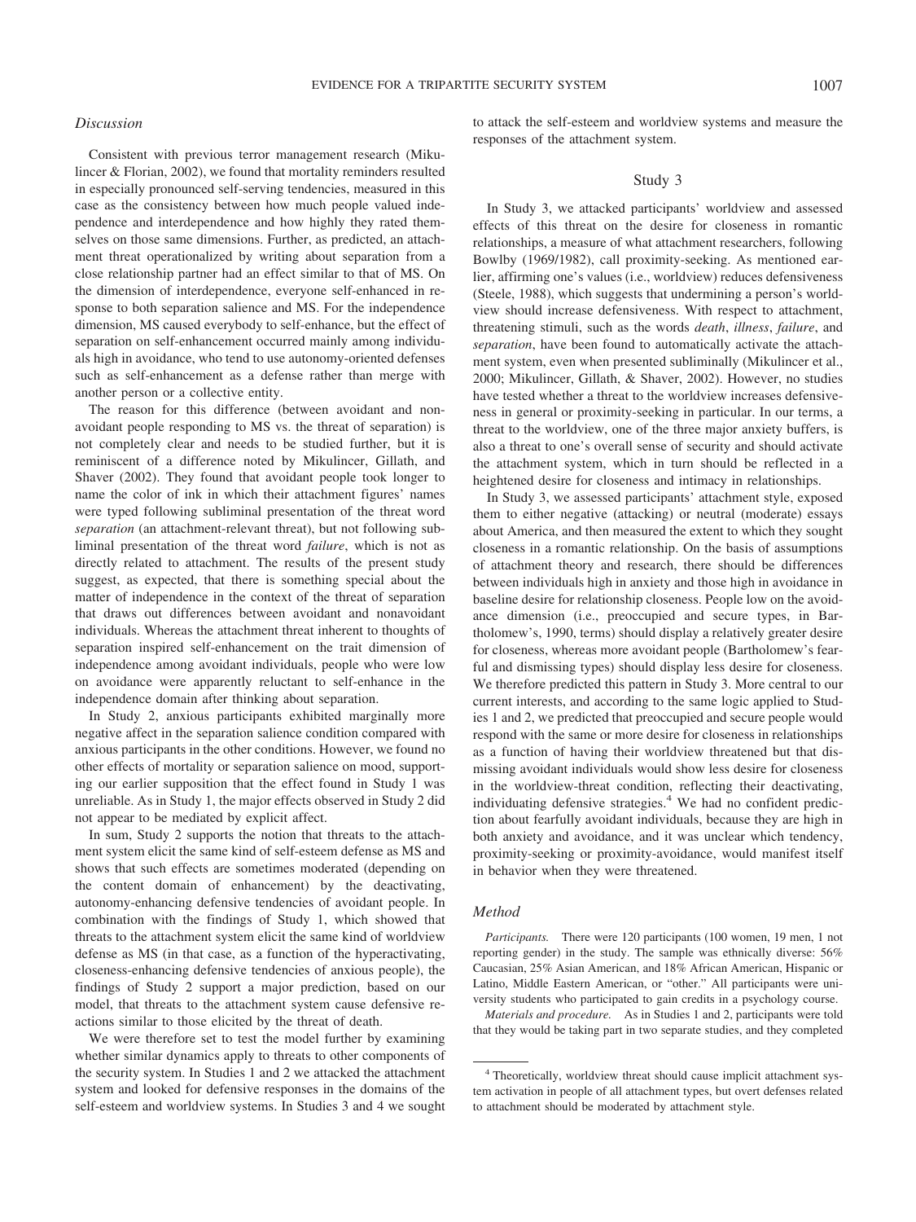### *Discussion*

Consistent with previous terror management research (Mikulincer & Florian, 2002), we found that mortality reminders resulted in especially pronounced self-serving tendencies, measured in this case as the consistency between how much people valued independence and interdependence and how highly they rated themselves on those same dimensions. Further, as predicted, an attachment threat operationalized by writing about separation from a close relationship partner had an effect similar to that of MS. On the dimension of interdependence, everyone self-enhanced in response to both separation salience and MS. For the independence dimension, MS caused everybody to self-enhance, but the effect of separation on self-enhancement occurred mainly among individuals high in avoidance, who tend to use autonomy-oriented defenses such as self-enhancement as a defense rather than merge with another person or a collective entity.

The reason for this difference (between avoidant and nonavoidant people responding to MS vs. the threat of separation) is not completely clear and needs to be studied further, but it is reminiscent of a difference noted by Mikulincer, Gillath, and Shaver (2002). They found that avoidant people took longer to name the color of ink in which their attachment figures' names were typed following subliminal presentation of the threat word *separation* (an attachment-relevant threat), but not following subliminal presentation of the threat word *failure*, which is not as directly related to attachment. The results of the present study suggest, as expected, that there is something special about the matter of independence in the context of the threat of separation that draws out differences between avoidant and nonavoidant individuals. Whereas the attachment threat inherent to thoughts of separation inspired self-enhancement on the trait dimension of independence among avoidant individuals, people who were low on avoidance were apparently reluctant to self-enhance in the independence domain after thinking about separation.

In Study 2, anxious participants exhibited marginally more negative affect in the separation salience condition compared with anxious participants in the other conditions. However, we found no other effects of mortality or separation salience on mood, supporting our earlier supposition that the effect found in Study 1 was unreliable. As in Study 1, the major effects observed in Study 2 did not appear to be mediated by explicit affect.

In sum, Study 2 supports the notion that threats to the attachment system elicit the same kind of self-esteem defense as MS and shows that such effects are sometimes moderated (depending on the content domain of enhancement) by the deactivating, autonomy-enhancing defensive tendencies of avoidant people. In combination with the findings of Study 1, which showed that threats to the attachment system elicit the same kind of worldview defense as MS (in that case, as a function of the hyperactivating, closeness-enhancing defensive tendencies of anxious people), the findings of Study 2 support a major prediction, based on our model, that threats to the attachment system cause defensive reactions similar to those elicited by the threat of death.

We were therefore set to test the model further by examining whether similar dynamics apply to threats to other components of the security system. In Studies 1 and 2 we attacked the attachment system and looked for defensive responses in the domains of the self-esteem and worldview systems. In Studies 3 and 4 we sought to attack the self-esteem and worldview systems and measure the responses of the attachment system.

## Study 3

In Study 3, we attacked participants' worldview and assessed effects of this threat on the desire for closeness in romantic relationships, a measure of what attachment researchers, following Bowlby (1969/1982), call proximity-seeking. As mentioned earlier, affirming one's values (i.e., worldview) reduces defensiveness (Steele, 1988), which suggests that undermining a person's worldview should increase defensiveness. With respect to attachment, threatening stimuli, such as the words *death*, *illness*, *failure*, and *separation*, have been found to automatically activate the attachment system, even when presented subliminally (Mikulincer et al., 2000; Mikulincer, Gillath, & Shaver, 2002). However, no studies have tested whether a threat to the worldview increases defensiveness in general or proximity-seeking in particular. In our terms, a threat to the worldview, one of the three major anxiety buffers, is also a threat to one's overall sense of security and should activate the attachment system, which in turn should be reflected in a heightened desire for closeness and intimacy in relationships.

In Study 3, we assessed participants' attachment style, exposed them to either negative (attacking) or neutral (moderate) essays about America, and then measured the extent to which they sought closeness in a romantic relationship. On the basis of assumptions of attachment theory and research, there should be differences between individuals high in anxiety and those high in avoidance in baseline desire for relationship closeness. People low on the avoidance dimension (i.e., preoccupied and secure types, in Bartholomew's, 1990, terms) should display a relatively greater desire for closeness, whereas more avoidant people (Bartholomew's fearful and dismissing types) should display less desire for closeness. We therefore predicted this pattern in Study 3. More central to our current interests, and according to the same logic applied to Studies 1 and 2, we predicted that preoccupied and secure people would respond with the same or more desire for closeness in relationships as a function of having their worldview threatened but that dismissing avoidant individuals would show less desire for closeness in the worldview-threat condition, reflecting their deactivating, individuating defensive strategies.[4] We had no confident prediction about fearfully avoidant individuals, because they are high in both anxiety and avoidance, and it was unclear which tendency, proximity-seeking or proximity-avoidance, would manifest itself in behavior when they were threatened.

### *Method*

*Participants.* There were 120 participants (100 women, 19 men, 1 not reporting gender) in the study. The sample was ethnically diverse: 56% Caucasian, 25% Asian American, and 18% African American, Hispanic or Latino, Middle Eastern American, or "other." All participants were university students who participated to gain credits in a psychology course.

*Materials and procedure.* As in Studies 1 and 2, participants were told that they would be taking part in two separate studies, and they completed

---

[4] Theoretically, worldview threat should cause implicit attachment system activation in people of all attachment types, but overt defenses related to attachment should be moderated by attachment style.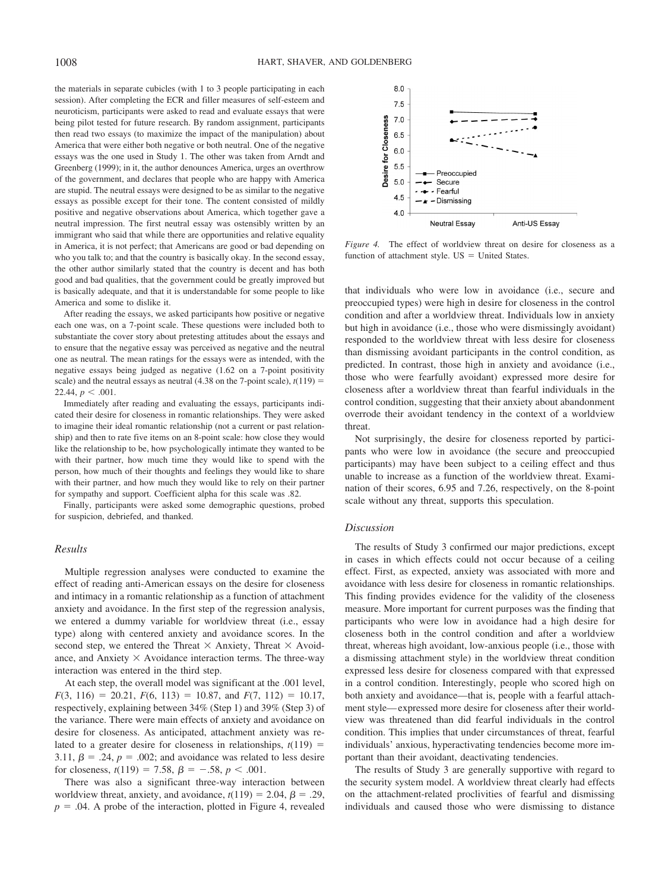the materials in separate cubicles (with 1 to 3 people participating in each session). After completing the ECR and filler measures of self-esteem and neuroticism, participants were asked to read and evaluate essays that were being pilot tested for future research. By random assignment, participants then read two essays (to maximize the impact of the manipulation) about America that were either both negative or both neutral. One of the negative essays was the one used in Study 1. The other was taken from Arndt and Greenberg (1999); in it, the author denounces America, urges an overthrow of the government, and declares that people who are happy with America are stupid. The neutral essays were designed to be as similar to the negative essays as possible except for their tone. The content consisted of mildly positive and negative observations about America, which together gave a neutral impression. The first neutral essay was ostensibly written by an immigrant who said that while there are opportunities and relative equality in America, it is not perfect; that Americans are good or bad depending on who you talk to; and that the country is basically okay. In the second essay, the other author similarly stated that the country is decent and has both good and bad qualities, that the government could be greatly improved but is basically adequate, and that it is understandable for some people to like America and some to dislike it.

After reading the essays, we asked participants how positive or negative each one was, on a 7-point scale. These questions were included both to substantiate the cover story about pretesting attitudes about the essays and to ensure that the negative essay was perceived as negative and the neutral one as neutral. The mean ratings for the essays were as intended, with the negative essays being judged as negative (1.62 on a 7-point positivity scale) and the neutral essays as neutral (4.38 on the 7-point scale), $t(119) = 22.44$, $p < .001$.

Immediately after reading and evaluating the essays, participants indicated their desire for closeness in romantic relationships. They were asked to imagine their ideal romantic relationship (not a current or past relationship) and then to rate five items on an 8-point scale: how close they would like the relationship to be, how psychologically intimate they wanted to be with their partner, how much time they would like to spend with the person, how much of their thoughts and feelings they would like to share with their partner, and how much they would like to rely on their partner for sympathy and support. Coefficient alpha for this scale was .82.

Finally, participants were asked some demographic questions, probed for suspicion, debriefed, and thanked.

### Results

Multiple regression analyses were conducted to examine the effect of reading anti-American essays on the desire for closeness and intimacy in a romantic relationship as a function of attachment anxiety and avoidance. In the first step of the regression analysis, we entered a dummy variable for worldview threat (i.e., essay type) along with centered anxiety and avoidance scores. In the second step, we entered the Threat × Anxiety, Threat × Avoidance, and Anxiety × Avoidance interaction terms. The three-way interaction was entered in the third step.

At each step, the overall model was significant at the .001 level, $F(3, 116) = 20.21$, $F(6, 113) = 10.87$, and $F(7, 112) = 10.17$, respectively, explaining between 34% (Step 1) and 39% (Step 3) of the variance. There were main effects of anxiety and avoidance on desire for closeness. As anticipated, attachment anxiety was related to a greater desire for closeness in relationships, $t(119) = 3.11$, $\beta = .24$, $p = .002$; and avoidance was related to less desire for closeness, $t(119) = 7.58$, $\beta = -.58$, $p < .001$.

There was also a significant three-way interaction between worldview threat, anxiety, and avoidance, $t(119) = 2.04$, $\beta = .29$, $p = .04$. A probe of the interaction, plotted in Figure 4, revealed that individuals who were low in avoidance (i.e., secure and preoccupied types) were high in desire for closeness in the control condition and after a worldview threat. Individuals low in anxiety but high in avoidance (i.e., those who were dismissingly avoidant) responded to the worldview threat with less desire for closeness than dismissing avoidant participants in the control condition, as predicted. In contrast, those high in anxiety and avoidance (i.e., those who were fearfully avoidant) expressed more desire for closeness after a worldview threat than fearful individuals in the control condition, suggesting that their anxiety about abandonment override their avoidant tendency in the context of a worldview threat.

*Figure 4.* The effect of worldview threat on desire for closeness as a function of attachment style. US = United States.

Not surprisingly, the desire for closeness reported by participants who were low in avoidance (the secure and preoccupied participants) may have been subject to a ceiling effect and thus unable to increase as a function of the worldview threat. Examination of their scores, 6.95 and 7.26, respectively, on the 8-point scale without any threat, supports this speculation.

### Discussion

The results of Study 3 confirmed our major predictions, except in cases in which effects could not occur because of a ceiling effect. First, as expected, anxiety was associated with more and avoidance with less desire for closeness in romantic relationships. This finding provides evidence for the validity of the closeness measure. More important for current purposes was the finding that participants who were low in avoidance had a high desire for closeness both in the control condition and after a worldview threat, whereas high avoidant, low-anxious people (i.e., those with a dismissing attachment style) in the worldview threat condition expressed less desire for closeness compared with that expressed in a control condition. Interestingly, people who scored high on both anxiety and avoidance—that is, people with a fearful attachment style—expressed more desire for closeness after their worldview was threatened than did fearful individuals in the control condition. This implies that under circumstances of threat, fearful individuals' anxious, hyperactivating tendencies become more important than their avoidant, deactivating tendencies.

The results of Study 3 are generally supportive with regard to the security system model. A worldview threat clearly had effects on the attachment-related proclivities of fearful and dismissing individuals and caused those who were dismissing to distance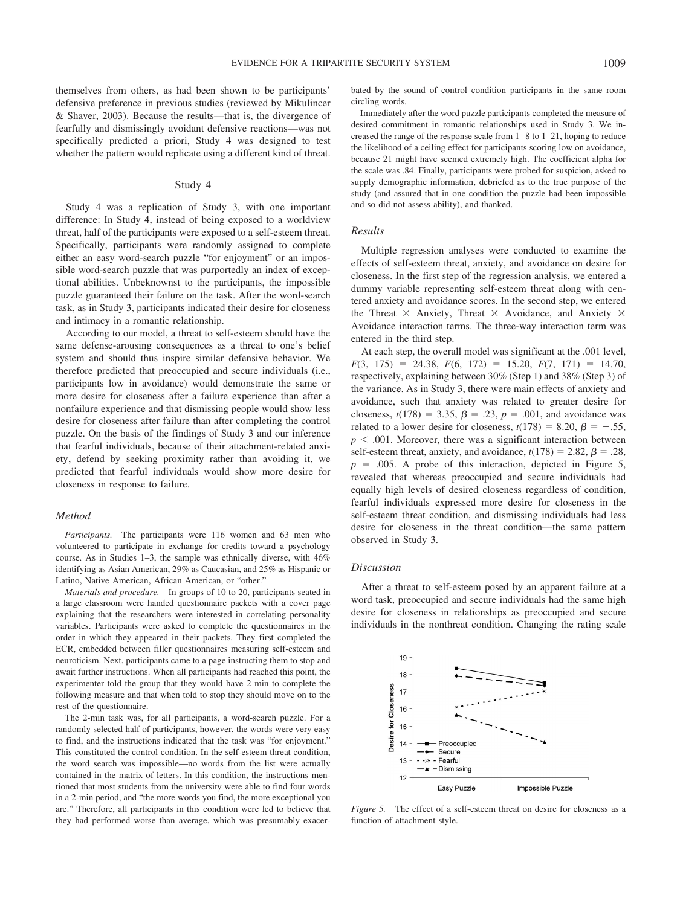themselves from others, as had been shown to be participants' defensive preference in previous studies (reviewed by Mikulincer & Shaver, 2003). Because the results—that is, the divergence of fearfully and dismissingly avoidant defensive reactions—was not specifically predicted a priori, Study 4 was designed to test whether the pattern would replicate using a different kind of threat.

## Study 4

Study 4 was a replication of Study 3, with one important difference: In Study 4, instead of being exposed to a worldview threat, half of the participants were exposed to a self-esteem threat. Specifically, participants were randomly assigned to complete either an easy word-search puzzle "for enjoyment" or an impossible word-search puzzle that was purportedly an index of exceptional abilities. Unbeknownst to the participants, the impossible puzzle guaranteed their failure on the task. After the word-search task, as in Study 3, participants indicated their desire for closeness and intimacy in a romantic relationship.

According to our model, a threat to self-esteem should have the same defense-arousing consequences as a threat to one's belief system and should thus inspire similar defensive behavior. We therefore predicted that preoccupied and secure individuals (i.e., participants low in avoidance) would demonstrate the same or more desire for closeness after a failure experience than after a nonfailure experience and that dismissing people would show less desire for closeness after failure than after completing the control puzzle. On the basis of the findings of Study 3 and our inference that fearful individuals, because of their attachment-related anxiety, defend by seeking proximity rather than avoiding it, we predicted that fearful individuals would show more desire for closeness in response to failure.

### Method

*Participants.* The participants were 116 women and 63 men who volunteered to participate in exchange for credits toward a psychology course. As in Studies 1–3, the sample was ethnically diverse, with 46% identifying as Asian American, 29% as Caucasian, and 25% as Hispanic or Latino, Native American, African American, or "other."

*Materials and procedure.* In groups of 10 to 20, participants seated in a large classroom were handed questionnaire packets with a cover page explaining that the researchers were interested in correlating personality variables. Participants were asked to complete the questionnaires in the order in which they appeared in their packets. They first completed the ECR, embedded between filler questionnaires measuring self-esteem and neuroticism. Next, participants came to a page instructing them to stop and await further instructions. When all participants had reached this point, the experimenter told the group that they would have 2 min to complete the following measure and that when told to stop they should move on to the rest of the questionnaire.

The 2-min task was, for all participants, a word-search puzzle. For a randomly selected half of participants, however, the words were very easy to find, and the instructions indicated that the task was "for enjoyment." This constituted the control condition. In the self-esteem threat condition, the word search was impossible—no words from the list were actually contained in the matrix of letters. In this condition, the instructions mentioned that most students from the university were able to find four words in a 2-min period, and "the more words you find, the more exceptional you are." Therefore, all participants in this condition were led to believe that they had performed worse than average, which was presumably exacerbated by the sound of control condition participants in the same room circling words.

Immediately after the word puzzle participants completed the measure of desired commitment in romantic relationships used in Study 3. We increased the range of the response scale from 1–8 to 1–21, hoping to reduce the likelihood of a ceiling effect for participants scoring low on avoidance, because 21 might have seemed extremely high. The coefficient alpha for the scale was .84. Finally, participants were probed for suspicion, asked to supply demographic information, debriefed as to the true purpose of the study (and assured that in one condition the puzzle had been impossible and so did not assess ability), and thanked.

### Results

Multiple regression analyses were conducted to examine the effects of self-esteem threat, anxiety, and avoidance on desire for closeness. In the first step of the regression analysis, we entered a dummy variable representing self-esteem threat along with centered anxiety and avoidance scores. In the second step, we entered the Threat × Anxiety, Threat × Avoidance, and Anxiety × Avoidance interaction terms. The three-way interaction term was entered in the third step.

At each step, the overall model was significant at the .001 level, $F(3, 175) = 24.38$, $F(6, 172) = 15.20$, $F(7, 171) = 14.70$, respectively, explaining between 30% (Step 1) and 38% (Step 3) of the variance. As in Study 3, there were main effects of anxiety and avoidance, such that anxiety was related to greater desire for closeness, $t(178) = 3.35$, $\beta = .23$, $p = .001$, and avoidance was related to a lower desire for closeness, $t(178) = 8.20$, $\beta = -.55$, $p < .001$. Moreover, there was a significant interaction between self-esteem threat, anxiety, and avoidance, $t(178) = 2.82$, $\beta = .28$, $p = .005$. A probe of this interaction, depicted in Figure 5, revealed that whereas preoccupied and secure individuals had equally high levels of desired closeness regardless of condition, fearful individuals expressed more desire for closeness in the self-esteem threat condition, and dismissing individuals had less desire for closeness in the threat condition—the same pattern observed in Study 3.

### Discussion

After a threat to self-esteem posed by an apparent failure at a word task, preoccupied and secure individuals had the same high desire for closeness in relationships as preoccupied and secure individuals in the nonthreat condition. Changing the rating scale

*Figure 5.* The effect of a self-esteem threat on desire for closeness as a function of attachment style.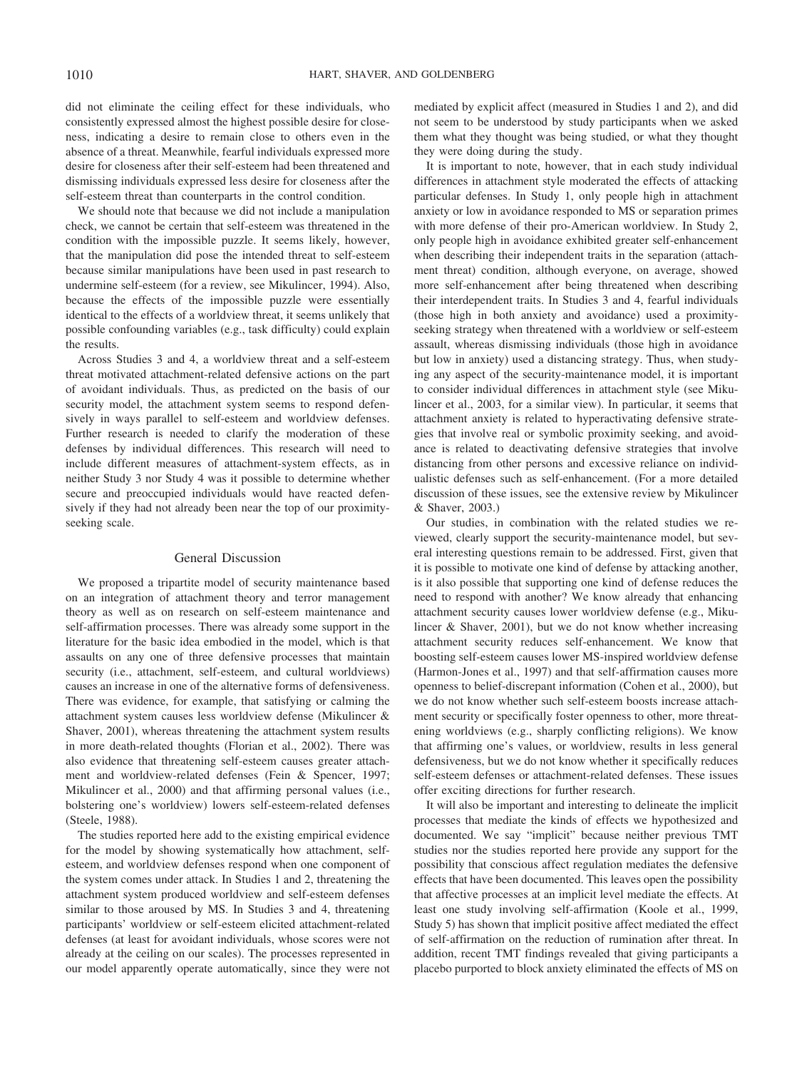did not eliminate the ceiling effect for these individuals, who consistently expressed almost the highest possible desire for closeness, indicating a desire to remain close to others even in the absence of a threat. Meanwhile, fearful individuals expressed more desire for closeness after their self-esteem had been threatened and dismissing individuals expressed less desire for closeness after the self-esteem threat than counterparts in the control condition.

We should note that because we did not include a manipulation check, we cannot be certain that self-esteem was threatened in the condition with the impossible puzzle. It seems likely, however, that the manipulation did pose the intended threat to self-esteem because similar manipulations have been used in past research to undermine self-esteem (for a review, see Mikulincer, 1994). Also, because the effects of the impossible puzzle were essentially identical to the effects of a worldview threat, it seems unlikely that possible confounding variables (e.g., task difficulty) could explain the results.

Across Studies 3 and 4, a worldview threat and a self-esteem threat motivated attachment-related defensive actions on the part of avoidant individuals. Thus, as predicted on the basis of our security model, the attachment system seems to respond defensively in ways parallel to self-esteem and worldview defenses. Further research is needed to clarify the moderation of these defenses by individual differences. This research will need to include different measures of attachment-system effects, as in neither Study 3 nor Study 4 was it possible to determine whether secure and preoccupied individuals would have reacted defensively if they had not already been near the top of our proximity-seeking scale.

## General Discussion

We proposed a tripartite model of security maintenance based on an integration of attachment theory and terror management theory as well as on research on self-esteem maintenance and self-affirmation processes. There was already some support in the literature for the basic idea embodied in the model, which is that assaults on any one of three defensive processes that maintain security (i.e., attachment, self-esteem, and cultural worldviews) causes an increase in one of the alternative forms of defensiveness. There was evidence, for example, that satisfying or calming the attachment system causes less worldview defense (Mikulincer & Shaver, 2001), whereas threatening the attachment system results in more death-related thoughts (Florian et al., 2002). There was also evidence that threatening self-esteem causes greater attachment and worldview-related defenses (Fein & Spencer, 1997; Mikulincer et al., 2000) and that affirming personal values (i.e., bolstering one's worldview) lowers self-esteem-related defenses (Steele, 1988).

The studies reported here add to the existing empirical evidence for the model by showing systematically how attachment, self-esteem, and worldview defenses respond when one component of the system comes under attack. In Studies 1 and 2, threatening the attachment system produced worldview and self-esteem defenses similar to those aroused by MS. In Studies 3 and 4, threatening participants' worldview or self-esteem elicited attachment-related defenses (at least for avoidant individuals, whose scores were not already at the ceiling on our scales). The processes represented in our model apparently operate automatically, since they were not mediated by explicit affect (measured in Studies 1 and 2), and did not seem to be understood by study participants when we asked them what they thought was being studied, or what they thought they were doing during the study.

It is important to note, however, that in each study individual differences in attachment style moderated the effects of attacking particular defenses. In Study 1, only people high in attachment anxiety or low in avoidance responded to MS or separation primes with more defense of their pro-American worldview. In Study 2, only people high in avoidance exhibited greater self-enhancement when describing their independent traits in the separation (attachment threat) condition, although everyone, on average, showed more self-enhancement after being threatened when describing their interdependent traits. In Studies 3 and 4, fearful individuals (those high in both anxiety and avoidance) used a proximity-seeking strategy when threatened with a worldview or self-esteem assault, whereas dismissing individuals (those high in avoidance but low in anxiety) used a distancing strategy. Thus, when studying any aspect of the security-maintenance model, it is important to consider individual differences in attachment style (see Mikulincer et al., 2003, for a similar view). In particular, it seems that attachment anxiety is related to hyperactivating defensive strategies that involve real or symbolic proximity seeking, and avoidance is related to deactivating defensive strategies that involve distancing from other persons and excessive reliance on individualistic defenses such as self-enhancement. (For a more detailed discussion of these issues, see the extensive review by Mikulincer & Shaver, 2003.)

Our studies, in combination with the related studies we reviewed, clearly support the security-maintenance model, but several interesting questions remain to be addressed. First, given that it is possible to motivate one kind of defense by attacking another, is it also possible that supporting one kind of defense reduces the need to respond with another? We know already that enhancing attachment security causes lower worldview defense (e.g., Mikulincer & Shaver, 2001), but we do not know whether increasing attachment security reduces self-enhancement. We know that boosting self-esteem causes lower MS-inspired worldview defense (Harmon-Jones et al., 1997) and that self-affirmation causes more openness to belief-discrepant information (Cohen et al., 2000), but we do not know whether such self-esteem boosts increase attachment security or specifically foster openness to other, more threatening worldviews (e.g., sharply conflicting religions). We know that affirming one's values, or worldview, results in less general defensiveness, but we do not know whether it specifically reduces self-esteem defenses or attachment-related defenses. These issues offer exciting directions for further research.

It will also be important and interesting to delineate the implicit processes that mediate the kinds of effects we hypothesized and documented. We say "implicit" because neither previous TMT studies nor the studies reported here provide any support for the possibility that conscious affect regulation mediates the defensive effects that have been documented. This leaves open the possibility that affective processes at an implicit level mediate the effects. At least one study involving self-affirmation (Koole et al., 1999, Study 5) has shown that implicit positive affect mediated the effect of self-affirmation on the reduction of rumination after threat. In addition, recent TMT findings revealed that giving participants a placebo purported to block anxiety eliminated the effects of MS on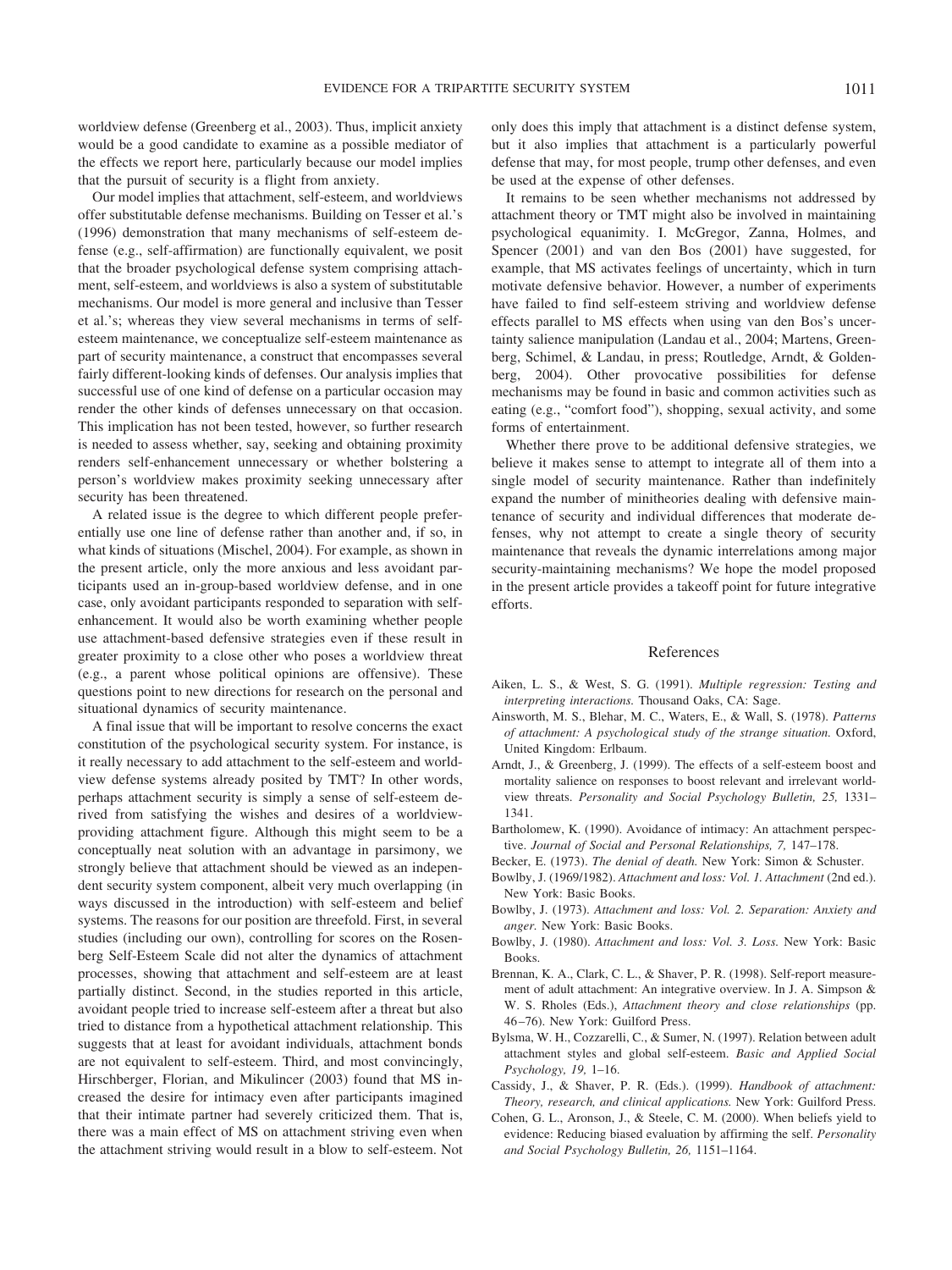worldview defense (Greenberg et al., 2003). Thus, implicit anxiety would be a good candidate to examine as a possible mediator of the effects we report here, particularly because our model implies that the pursuit of security is a flight from anxiety.

Our model implies that attachment, self-esteem, and worldviews offer substitutable defense mechanisms. Building on Tesser et al.'s (1996) demonstration that many mechanisms of self-esteem defense (e.g., self-affirmation) are functionally equivalent, we posit that the broader psychological defense system comprising attachment, self-esteem, and worldviews is also a system of substitutable mechanisms. Our model is more general and inclusive than Tesser et al.'s; whereas they view several mechanisms in terms of self-esteem maintenance, we conceptualize self-esteem maintenance as part of security maintenance, a construct that encompasses several fairly different-looking kinds of defenses. Our analysis implies that successful use of one kind of defense on a particular occasion may render the other kinds of defenses unnecessary on that occasion. This implication has not been tested, however, so further research is needed to assess whether, say, seeking and obtaining proximity renders self-enhancement unnecessary or whether bolstering a person's worldview makes proximity seeking unnecessary after security has been threatened.

A related issue is the degree to which different people preferentially use one line of defense rather than another and, if so, in what kinds of situations (Mischel, 2004). For example, as shown in the present article, only the more anxious and less avoidant participants used an in-group-based worldview defense, and in one case, only avoidant participants responded to separation with self-enhancement. It would also be worth examining whether people use attachment-based defensive strategies even if these result in greater proximity to a close other who poses a worldview threat (e.g., a parent whose political opinions are offensive). These questions point to new directions for research on the personal and situational dynamics of security maintenance.

A final issue that will be important to resolve concerns the exact constitution of the psychological security system. For instance, is it really necessary to add attachment to the self-esteem and worldview defense systems already posited by TMT? In other words, perhaps attachment security is simply a sense of self-esteem derived from satisfying the wishes and desires of a worldview-providing attachment figure. Although this might seem to be a conceptually neat solution with an advantage in parsimony, we strongly believe that attachment should be viewed as an independent security system component, albeit very much overlapping (in ways discussed in the introduction) with self-esteem and belief systems. The reasons for our position are threefold. First, in several studies (including our own), controlling for scores on the Rosenberg Self-Esteem Scale did not alter the dynamics of attachment processes, showing that attachment and self-esteem are at least partially distinct. Second, in the studies reported in this article, avoidant people tried to increase self-esteem after a threat but also tried to distance from a hypothetical attachment relationship. This suggests that at least for avoidant individuals, attachment bonds are not equivalent to self-esteem. Third, and most convincingly, Hirschberger, Florian, and Mikulincer (2003) found that MS increased the desire for intimacy even after participants imagined that their intimate partner had severely criticized them. That is, there was a main effect of MS on attachment striving even when the attachment striving would result in a blow to self-esteem. Not only does this imply that attachment is a distinct defense system, but it also implies that attachment is a particularly powerful defense that may, for most people, trump other defenses, and even be used at the expense of other defenses.

It remains to be seen whether mechanisms not addressed by attachment theory or TMT might also be involved in maintaining psychological equanimity. I. McGregor, Zanna, Holmes, and Spencer (2001) and van den Bos (2001) have suggested, for example, that MS activates feelings of uncertainty, which in turn motivate defensive behavior. However, a number of experiments have failed to find self-esteem striving and worldview defense effects parallel to MS effects when using van den Bos's uncertainty salience manipulation (Landau et al., 2004; Martens, Greenberg, Schimel, & Landau, in press; Routledge, Arndt, & Goldenberg, 2004). Other provocative possibilities for defense mechanisms may be found in basic and common activities such as eating (e.g., "comfort food"), shopping, sexual activity, and some forms of entertainment.

Whether there prove to be additional defensive strategies, we believe it makes sense to attempt to integrate all of them into a single model of security maintenance. Rather than indefinitely expand the number of minitheories dealing with defensive maintenance of security and individual differences that moderate defenses, why not attempt to create a single theory of security maintenance that reveals the dynamic interrelations among major security-maintaining mechanisms? We hope the model proposed in the present article provides a takeoff point for future integrative efforts.

## References

Aiken, L. S., & West, S. G. (1991). *Multiple regression: Testing and interpreting interactions.* Thousand Oaks, CA: Sage.

Ainsworth, M. S., Blehar, M. C., Waters, E., & Wall, S. (1978). *Patterns of attachment: A psychological study of the strange situation.* Oxford, United Kingdom: Erlbaum.

Arndt, J., & Greenberg, J. (1999). The effects of a self-esteem boost and mortality salience on responses to boost relevant and irrelevant worldview threats. *Personality and Social Psychology Bulletin, 25,* 1331–1341.

Bartholomew, K. (1990). Avoidance of intimacy: An attachment perspective. *Journal of Social and Personal Relationships, 7,* 147–178.

Becker, E. (1973). *The denial of death.* New York: Simon & Schuster.

Bowlby, J. (1969/1982). *Attachment and loss: Vol. 1. Attachment* (2nd ed.). New York: Basic Books.

Bowlby, J. (1973). *Attachment and loss: Vol. 2. Separation: Anxiety and anger.* New York: Basic Books.

Bowlby, J. (1980). *Attachment and loss: Vol. 3. Loss.* New York: Basic Books.

Brennan, K. A., Clark, C. L., & Shaver, P. R. (1998). Self-report measurement of adult attachment: An integrative overview. In J. A. Simpson & W. S. Rholes (Eds.), *Attachment theory and close relationships* (pp. 46–76). New York: Guilford Press.

Bylsma, W. H., Cozzarelli, C., & Sumer, N. (1997). Relation between adult attachment styles and global self-esteem. *Basic and Applied Social Psychology, 19,* 1–16.

Cassidy, J., & Shaver, P. R. (Eds.). (1999). *Handbook of attachment: Theory, research, and clinical applications.* New York: Guilford Press.

Cohen, G. L., Aronson, J., & Steele, C. M. (2000). When beliefs yield to evidence: Reducing biased evaluation by affirming the self. *Personality and Social Psychology Bulletin, 26,* 1151–1164.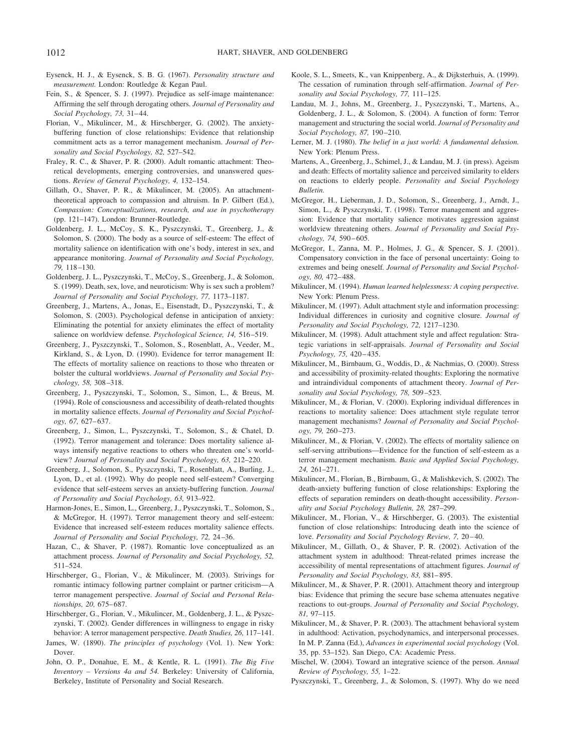Eysenck, H. J., & Eysenck, S. B. G. (1967). *Personality structure and measurement.* London: Routledge & Kegan Paul.

Fein, S., & Spencer, S. J. (1997). Prejudice as self-image maintenance: Affirming the self through derogating others. *Journal of Personality and Social Psychology, 73,* 31–44.

Florian, V., Mikulincer, M., & Hirschberger, G. (2002). The anxiety-buffering function of close relationships: Evidence that relationship commitment acts as a terror management mechanism. *Journal of Personality and Social Psychology, 82,* 527–542.

Fraley, R. C., & Shaver, P. R. (2000). Adult romantic attachment: Theoretical developments, emerging controversies, and unanswered questions. *Review of General Psychology, 4,* 132–154.

Gillath, O., Shaver, P. R., & Mikulincer, M. (2005). An attachment-theoretical approach to compassion and altruism. In P. Gilbert (Ed.), *Compassion: Conceptualizations, research, and use in psychotherapy* (pp. 121–147). London: Brunner-Routledge.

Goldenberg, J. L., McCoy, S. K., Pyszczynski, T., Greenberg, J., & Solomon, S. (2000). The body as a source of self-esteem: The effect of mortality salience on identification with one's body, interest in sex, and appearance monitoring. *Journal of Personality and Social Psychology, 79,* 118–130.

Goldenberg, J. L., Pyszczynski, T., McCoy, S., Greenberg, J., & Solomon, S. (1999). Death, sex, love, and neuroticism: Why is sex such a problem? *Journal of Personality and Social Psychology, 77,* 1173–1187.

Greenberg, J., Martens, A., Jonas, E., Eisenstadt, D., Pyszczynski, T., & Solomon, S. (2003). Psychological defense in anticipation of anxiety: Eliminating the potential for anxiety eliminates the effect of mortality salience on worldview defense. *Psychological Science, 14,* 516–519.

Greenberg, J., Pyszczynski, T., Solomon, S., Rosenblatt, A., Veeder, M., Kirkland, S., & Lyon, D. (1990). Evidence for terror management II: The effects of mortality salience on reactions to those who threaten or bolster the cultural worldviews. *Journal of Personality and Social Psychology, 58,* 308–318.

Greenberg, J., Pyszczynski, T., Solomon, S., Simon, L., & Breus, M. (1994). Role of consciousness and accessibility of death-related thoughts in mortality salience effects. *Journal of Personality and Social Psychology, 67,* 627–637.

Greenberg, J., Simon, L., Pyszczynski, T., Solomon, S., & Chatel, D. (1992). Terror management and tolerance: Does mortality salience always intensify negative reactions to others who threaten one's worldview? *Journal of Personality and Social Psychology, 63,* 212–220.

Greenberg, J., Solomon, S., Pyszczynski, T., Rosenblatt, A., Burling, J., Lyon, D., et al. (1992). Why do people need self-esteem? Converging evidence that self-esteem serves an anxiety-buffering function. *Journal of Personality and Social Psychology, 63,* 913–922.

Harmon-Jones, E., Simon, L., Greenberg, J., Pyszczynski, T., Solomon, S., & McGregor, H. (1997). Terror management theory and self-esteem: Evidence that increased self-esteem reduces mortality salience effects. *Journal of Personality and Social Psychology, 72,* 24–36.

Hazan, C., & Shaver, P. (1987). Romantic love conceptualized as an attachment process. *Journal of Personality and Social Psychology, 52,* 511–524.

Hirschberger, G., Florian, V., & Mikulincer, M. (2003). Strivings for romantic intimacy following partner complaint or partner criticism—A terror management perspective. *Journal of Social and Personal Relationships, 20,* 675–687.

Hirschberger, G., Florian, V., Mikulincer, M., Goldenberg, J. L., & Pyszczynski, T. (2002). Gender differences in willingness to engage in risky behavior: A terror management perspective. *Death Studies, 26,* 117–141.

James, W. (1890). *The principles of psychology* (Vol. 1). New York: Dover.

John, O. P., Donahue, E. M., & Kentle, R. L. (1991). *The Big Five Inventory – Versions 4a and 54.* Berkeley: University of California, Berkeley, Institute of Personality and Social Research.

Koole, S. L., Smeets, K., van Knippenberg, A., & Dijksterhuis, A. (1999). The cessation of rumination through self-affirmation. *Journal of Personality and Social Psychology, 77,* 111–125.

Landau, M. J., Johns, M., Greenberg, J., Pyszczynski, T., Martens, A., Goldenberg, J. L., & Solomon, S. (2004). A function of form: Terror management and structuring the social world. *Journal of Personality and Social Psychology, 87,* 190–210.

Lerner, M. J. (1980). *The belief in a just world: A fundamental delusion.* New York: Plenum Press.

Martens, A., Greenberg, J., Schimel, J., & Landau, M. J. (in press). Ageism and death: Effects of mortality salience and perceived similarity to elders on reactions to elderly people. *Personality and Social Psychology Bulletin.*

McGregor, H., Lieberman, J. D., Solomon, S., Greenberg, J., Arndt, J., Simon, L., & Pyszczynski, T. (1998). Terror management and aggression: Evidence that mortality salience motivates aggression against worldview threatening others. *Journal of Personality and Social Psychology, 74,* 590–605.

McGregor, I., Zanna, M. P., Holmes, J. G., & Spencer, S. J. (2001). Compensatory conviction in the face of personal uncertainty: Going to extremes and being oneself. *Journal of Personality and Social Psychology, 80,* 472–488.

Mikulincer, M. (1994). *Human learned helplessness: A coping perspective.* New York: Plenum Press.

Mikulincer, M. (1997). Adult attachment style and information processing: Individual differences in curiosity and cognitive closure. *Journal of Personality and Social Psychology, 72,* 1217–1230.

Mikulincer, M. (1998). Adult attachment style and affect regulation: Strategic variations in self-appraisals. *Journal of Personality and Social Psychology, 75,* 420–435.

Mikulincer, M., Birnbaum, G., Woddis, D., & Nachmias, O. (2000). Stress and accessibility of proximity-related thoughts: Exploring the normative and intraindividual components of attachment theory. *Journal of Personality and Social Psychology, 78,* 509–523.

Mikulincer, M., & Florian, V. (2000). Exploring individual differences in reactions to mortality salience: Does attachment style regulate terror management mechanisms? *Journal of Personality and Social Psychology, 79,* 260–273.

Mikulincer, M., & Florian, V. (2002). The effects of mortality salience on self-serving attributions—Evidence for the function of self-esteem as a terror management mechanism. *Basic and Applied Social Psychology, 24,* 261–271.

Mikulincer, M., Florian, B., Birnbaum, G., & Malishkevich, S. (2002). The death-anxiety buffering function of close relationships: Exploring the effects of separation reminders on death-thought accessibility. *Personality and Social Psychology Bulletin, 28,* 287–299.

Mikulincer, M., Florian, V., & Hirschberger, G. (2003). The existential function of close relationships: Introducing death into the science of love. *Personality and Social Psychology Review, 7,* 20–40.

Mikulincer, M., Gillath, O., & Shaver, P. R. (2002). Activation of the attachment system in adulthood: Threat-related primes increase the accessibility of mental representations of attachment figures. *Journal of Personality and Social Psychology, 83,* 881–895.

Mikulincer, M., & Shaver, P. R. (2001). Attachment theory and intergroup bias: Evidence that priming the secure base schema attenuates negative reactions to out-groups. *Journal of Personality and Social Psychology, 81,* 97–115.

Mikulincer, M., & Shaver, P. R. (2003). The attachment behavioral system in adulthood: Activation, psychodynamics, and interpersonal processes. In M. P. Zanna (Ed.), *Advances in experimental social psychology* (Vol. 35, pp. 53–152). San Diego, CA: Academic Press.

Mischel, W. (2004). Toward an integrative science of the person. *Annual Review of Psychology, 55,* 1–22.

Pyszczynski, T., Greenberg, J., & Solomon, S. (1997). Why do we need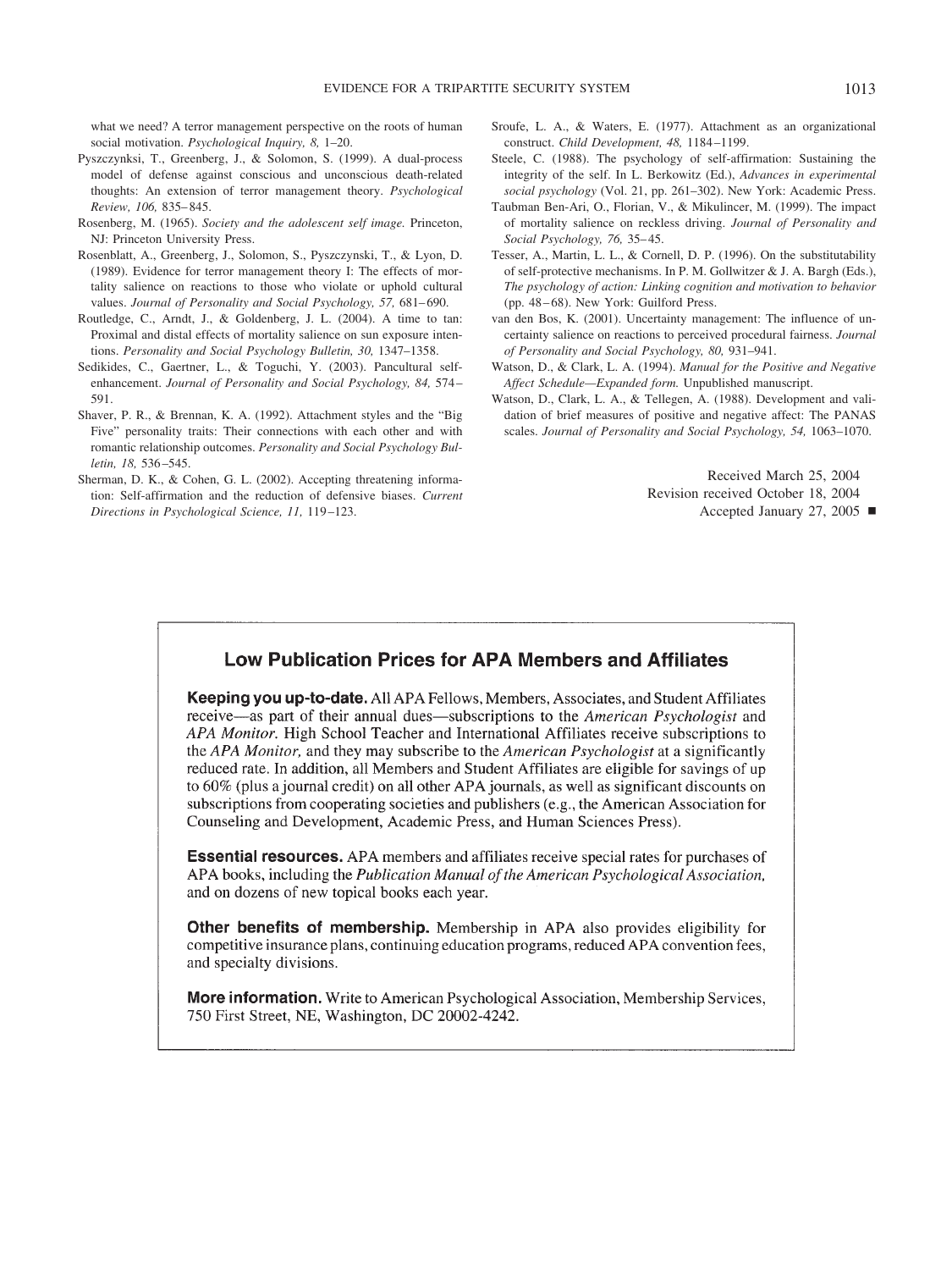what we need? A terror management perspective on the roots of human social motivation. *Psychological Inquiry, 8,* 1–20.

Pyszczynksi, T., Greenberg, J., & Solomon, S. (1999). A dual-process model of defense against conscious and unconscious death-related thoughts: An extension of terror management theory. *Psychological Review, 106,* 835–845.

Rosenberg, M. (1965). *Society and the adolescent self image.* Princeton, NJ: Princeton University Press.

Rosenblatt, A., Greenberg, J., Solomon, S., Pyszczynski, T., & Lyon, D. (1989). Evidence for terror management theory I: The effects of mortality salience on reactions to those who violate or uphold cultural values. *Journal of Personality and Social Psychology, 57,* 681–690.

Routledge, C., Arndt, J., & Goldenberg, J. L. (2004). A time to tan: Proximal and distal effects of mortality salience on sun exposure intentions. *Personality and Social Psychology Bulletin, 30,* 1347–1358.

Sedikides, C., Gaertner, L., & Toguchi, Y. (2003). Pancultural self-enhancement. *Journal of Personality and Social Psychology, 84,* 574–591.

Shaver, P. R., & Brennan, K. A. (1992). Attachment styles and the "Big Five" personality traits: Their connections with each other and with romantic relationship outcomes. *Personality and Social Psychology Bulletin, 18,* 536–545.

Sherman, D. K., & Cohen, G. L. (2002). Accepting threatening information: Self-affirmation and the reduction of defensive biases. *Current Directions in Psychological Science, 11,* 119–123.

Sroufe, L. A., & Waters, E. (1977). Attachment as an organizational construct. *Child Development, 48,* 1184–1199.

Steele, C. (1988). The psychology of self-affirmation: Sustaining the integrity of the self. In L. Berkowitz (Ed.), *Advances in experimental social psychology* (Vol. 21, pp. 261–302). New York: Academic Press.

Taubman Ben-Ari, O., Florian, V., & Mikulincer, M. (1999). The impact of mortality salience on reckless driving. *Journal of Personality and Social Psychology, 76,* 35–45.

Tesser, A., Martin, L. L., & Cornell, D. P. (1996). On the substitutability of self-protective mechanisms. In P. M. Gollwitzer & J. A. Bargh (Eds.), *The psychology of action: Linking cognition and motivation to behavior* (pp. 48–68). New York: Guilford Press.

van den Bos, K. (2001). Uncertainty management: The influence of uncertainty salience on reactions to perceived procedural fairness. *Journal of Personality and Social Psychology, 80,* 931–941.

Watson, D., & Clark, L. A. (1994). *Manual for the Positive and Negative Affect Schedule—Expanded form.* Unpublished manuscript.

Watson, D., Clark, L. A., & Tellegen, A. (1988). Development and validation of brief measures of positive and negative affect: The PANAS scales. *Journal of Personality and Social Psychology, 54,* 1063–1070.

Received March 25, 2004
Revision received October 18, 2004
Accepted January 27, 2005 ■

## Low Publication Prices for APA Members and Affiliates

**Keeping you up-to-date.** All APA Fellows, Members, Associates, and Student Affiliates receive—as part of their annual dues—subscriptions to the *American Psychologist* and *APA Monitor.* High School Teacher and International Affiliates receive subscriptions to the *APA Monitor,* and they may subscribe to the *American Psychologist* at a significantly reduced rate. In addition, all Members and Student Affiliates are eligible for savings of up to 60% (plus a journal credit) on all other APA journals, as well as significant discounts on subscriptions from cooperating societies and publishers (e.g., the American Association for Counseling and Development, Academic Press, and Human Sciences Press).

**Essential resources.** APA members and affiliates receive special rates for purchases of APA books, including the *Publication Manual of the American Psychological Association,* and on dozens of new topical books each year.

**Other benefits of membership.** Membership in APA also provides eligibility for competitive insurance plans, continuing education programs, reduced APA convention fees, and specialty divisions.

**More information.** Write to American Psychological Association, Membership Services, 750 First Street, NE, Washington, DC 20002-4242.